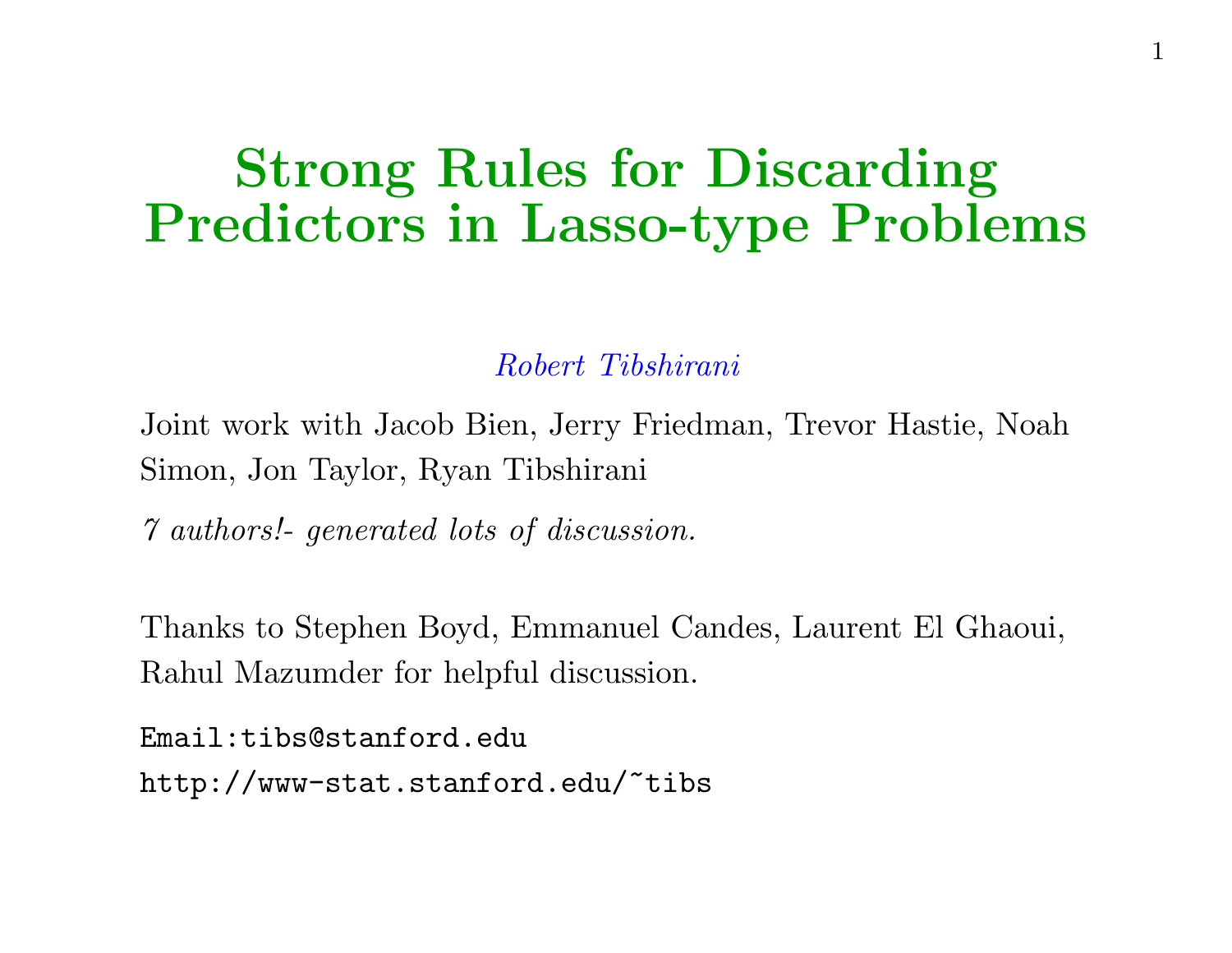# Strong Rules for Discarding Predictors in Lasso-type Problems

*Robert Tibshirani*

Joint work with Jacob Bien, Jerry Friedman, Trevor Hastie, Noah Simon, Jon Taylor, Ryan Tibshirani

*7 authors!- generated lots of discussion.*

Thanks to Stephen Boyd, Emmanuel Candes, Laurent El Ghaoui, Rahul Mazumder for helpful discussion.

`Email:tibs@stanford.edu`

`http://www-stat.stanford.edu/~tibs`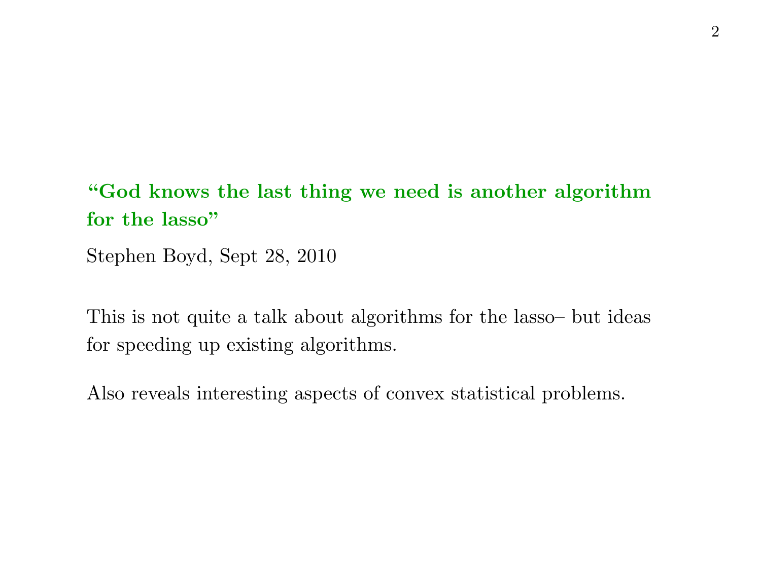**“God knows the last thing we need is another algorithm for the lasso”**

Stephen Boyd, Sept 28, 2010

This is not quite a talk about algorithms for the lasso– but ideas for speeding up existing algorithms.

Also reveals interesting aspects of convex statistical problems.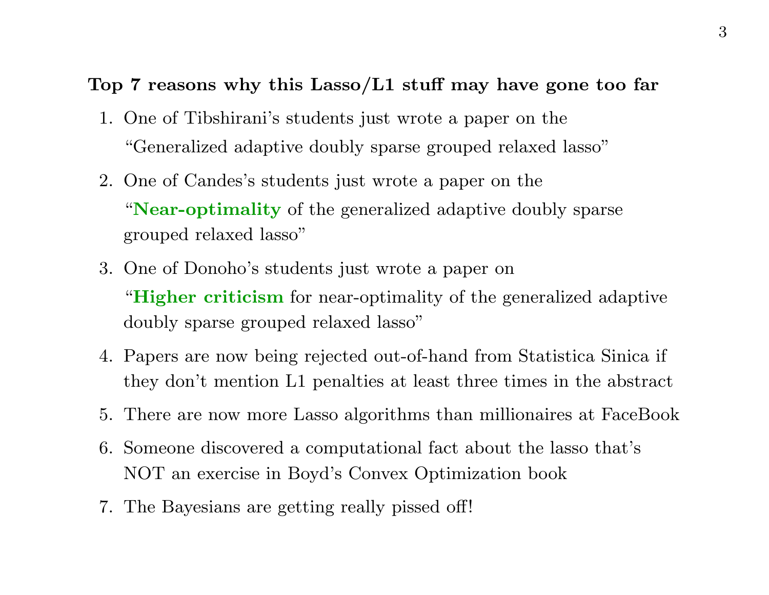**Top 7 reasons why this Lasso/L1 stuff may have gone too far**

1. One of Tibshirani's students just wrote a paper on the "Generalized adaptive doubly sparse grouped relaxed lasso"
2. One of Candes's students just wrote a paper on the "**Near-optimality** of the generalized adaptive doubly sparse grouped relaxed lasso"
3. One of Donoho's students just wrote a paper on "**Higher criticism** for near-optimality of the generalized adaptive doubly sparse grouped relaxed lasso"
4. Papers are now being rejected out-of-hand from Statistica Sinica if they don't mention L1 penalties at least three times in the abstract
5. There are now more Lasso algorithms than millionaires at FaceBook
6. Someone discovered a computational fact about the lasso that's NOT an exercise in Boyd's Convex Optimization book
7. The Bayesians are getting really pissed off!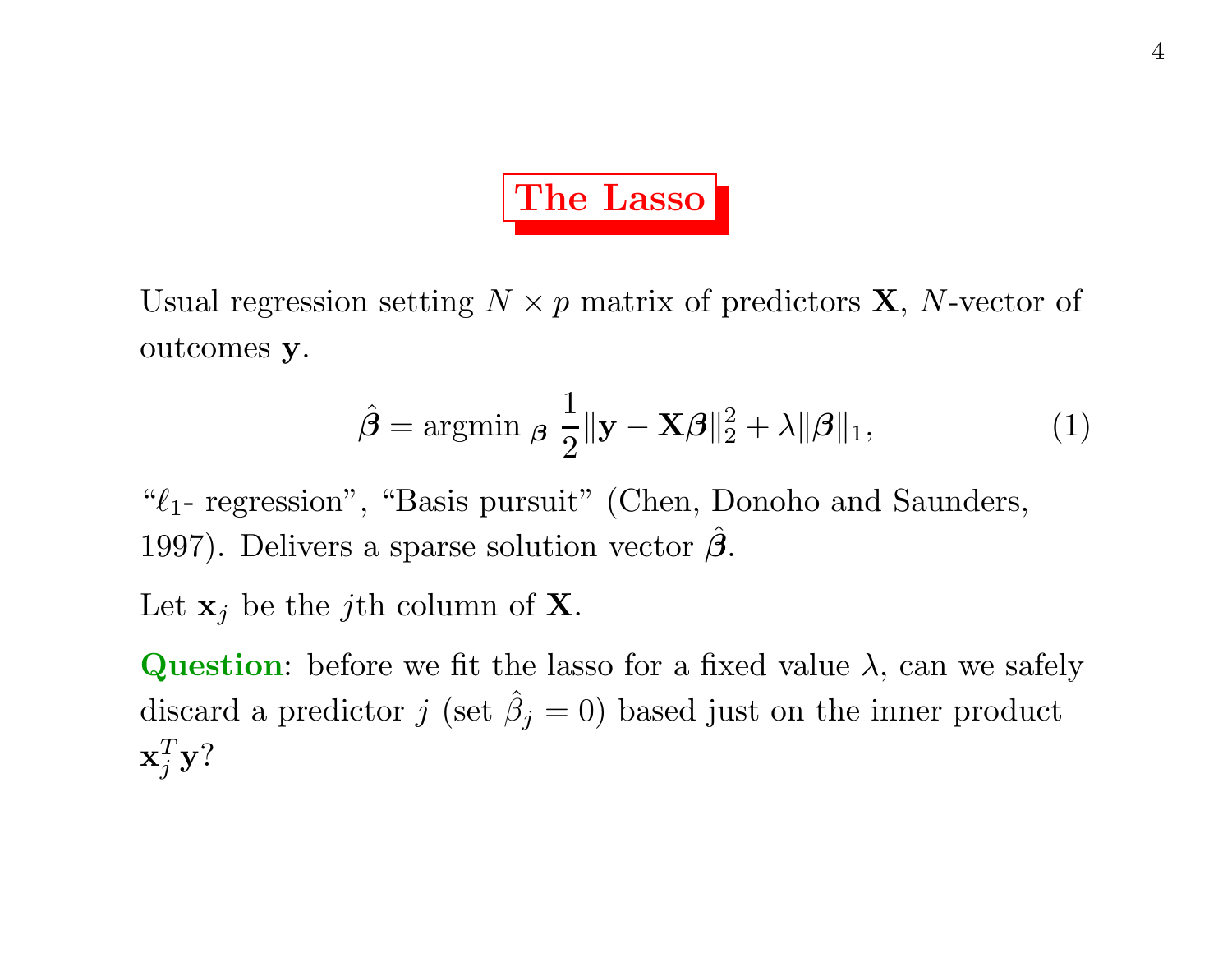# The Lasso

Usual regression setting $N \times p$ matrix of predictors $\mathbf{X}$, $N$-vector of outcomes $\mathbf{y}$.

$$\hat{\boldsymbol{\beta}} = \text{argmin}_{\boldsymbol{\beta}} \ \frac{1}{2}\|\mathbf{y} - \mathbf{X}\boldsymbol{\beta}\|_2^2 + \lambda\|\boldsymbol{\beta}\|_1, \tag{1}$$

"$\ell_1$- regression", "Basis pursuit" (Chen, Donoho and Saunders, 1997). Delivers a sparse solution vector $\hat{\boldsymbol{\beta}}$.

Let $\mathbf{x}_j$ be the $j$th column of $\mathbf{X}$.

**Question**: before we fit the lasso for a fixed value $\lambda$, can we safely discard a predictor $j$ (set $\hat{\beta}_j = 0$) based just on the inner product $\mathbf{x}_j^T \mathbf{y}$?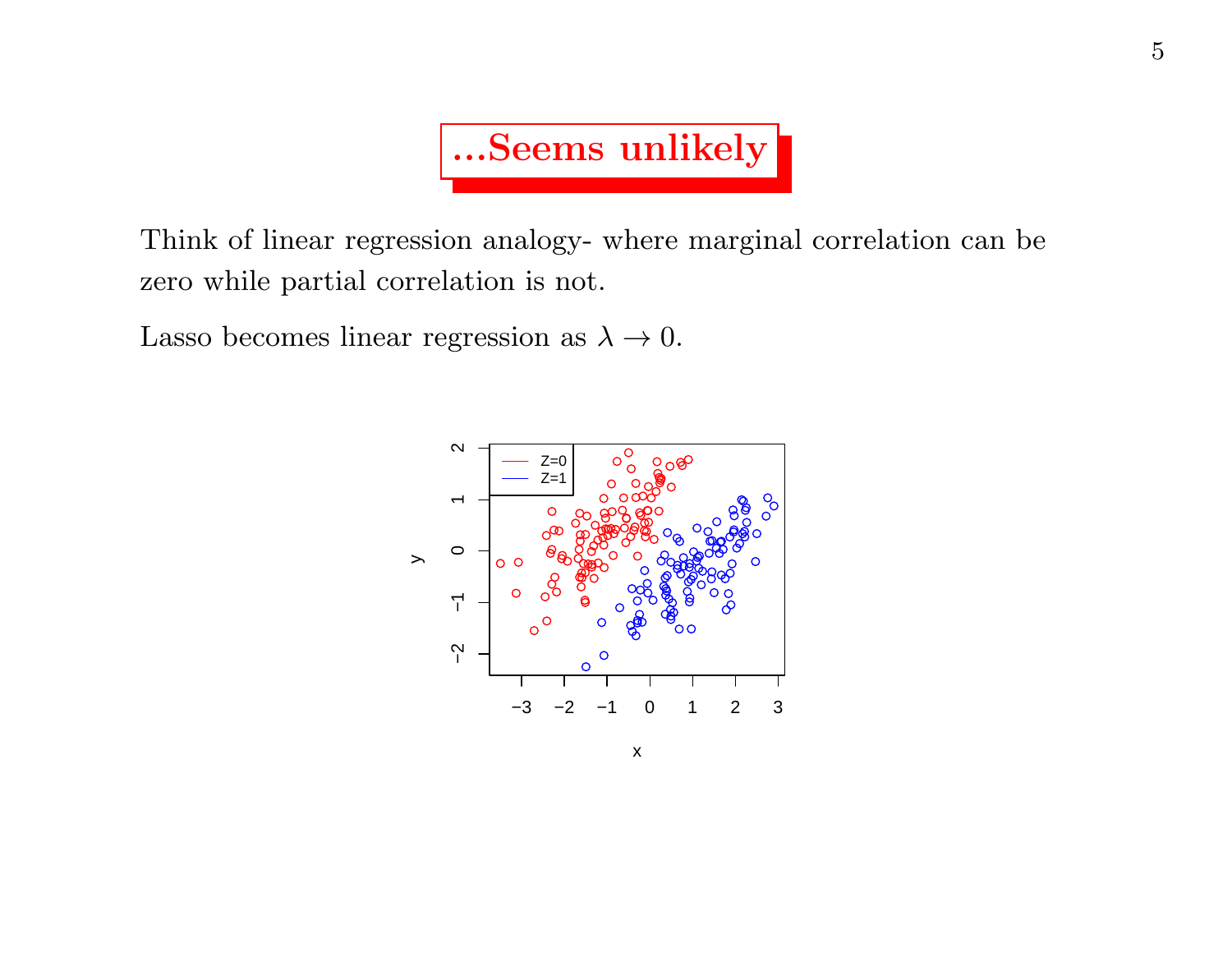# ...Seems unlikely

Think of linear regression analogy- where marginal correlation can be zero while partial correlation is not.

Lasso becomes linear regression as $\lambda \to 0$.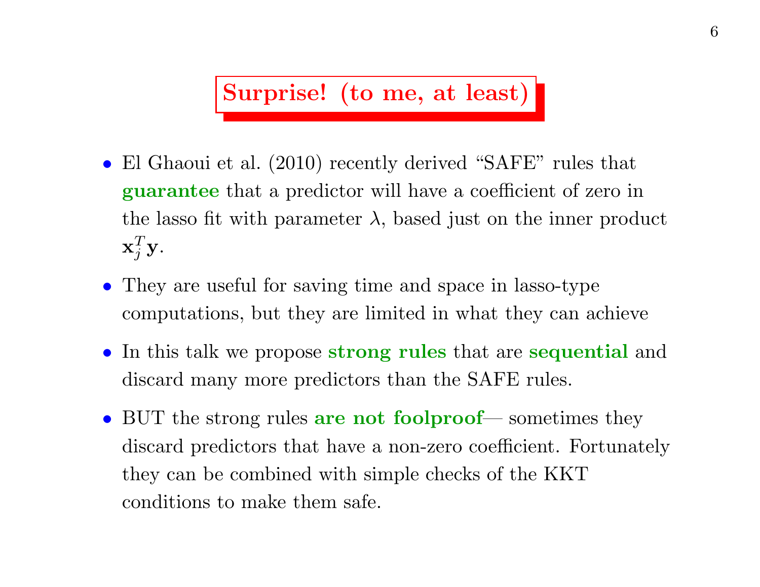## Surprise! (to me, at least)

- El Ghaoui et al. (2010) recently derived "SAFE" rules that **guarantee** that a predictor will have a coefficient of zero in the lasso fit with parameter $\lambda$, based just on the inner product $\mathbf{x}_j^T\mathbf{y}$.
- They are useful for saving time and space in lasso-type computations, but they are limited in what they can achieve
- In this talk we propose **strong rules** that are **sequential** and discard many more predictors than the SAFE rules.
- BUT the strong rules **are not foolproof**— sometimes they discard predictors that have a non-zero coefficient. Fortunately they can be combined with simple checks of the KKT conditions to make them safe.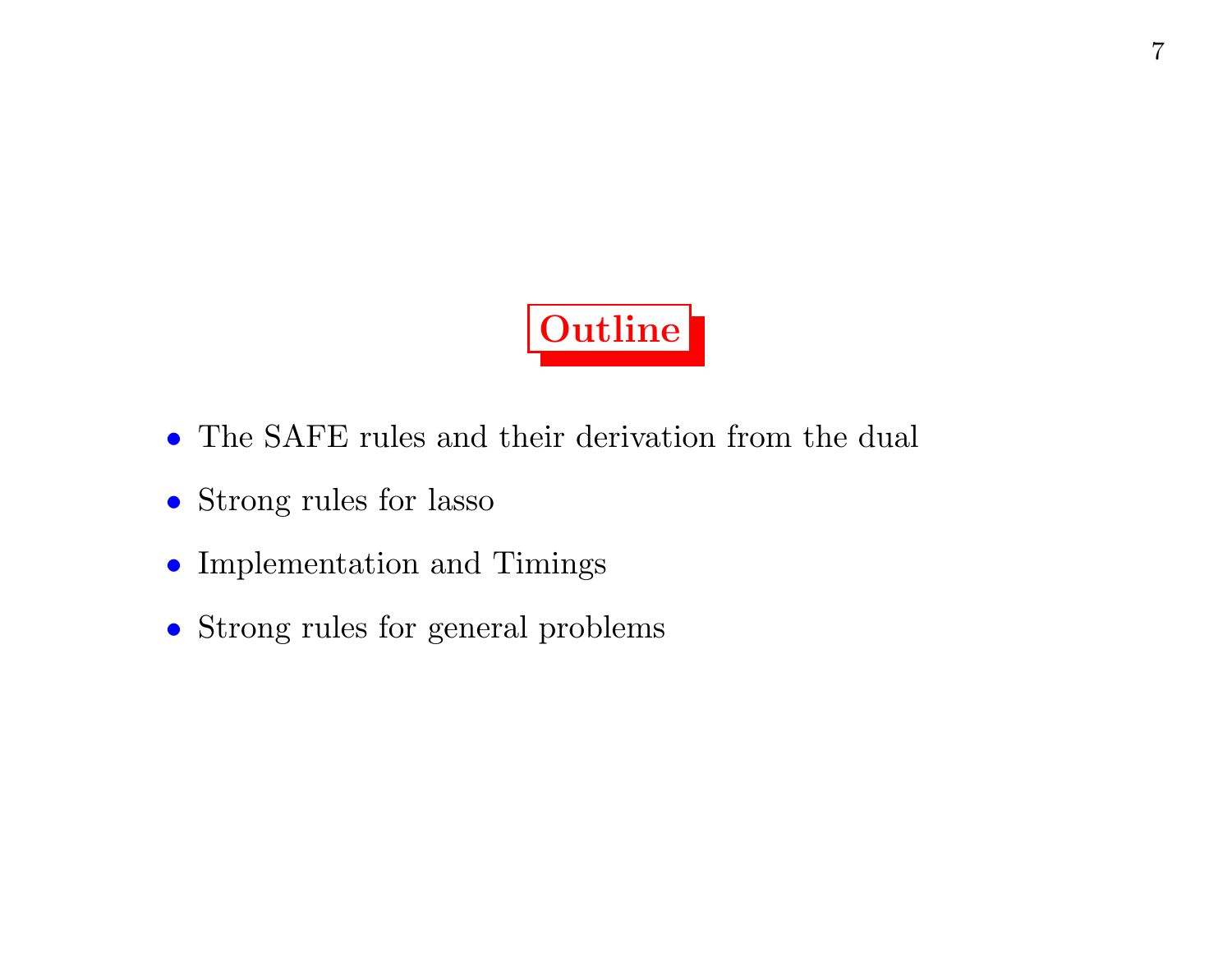# Outline

- The SAFE rules and their derivation from the dual
- Strong rules for lasso
- Implementation and Timings
- Strong rules for general problems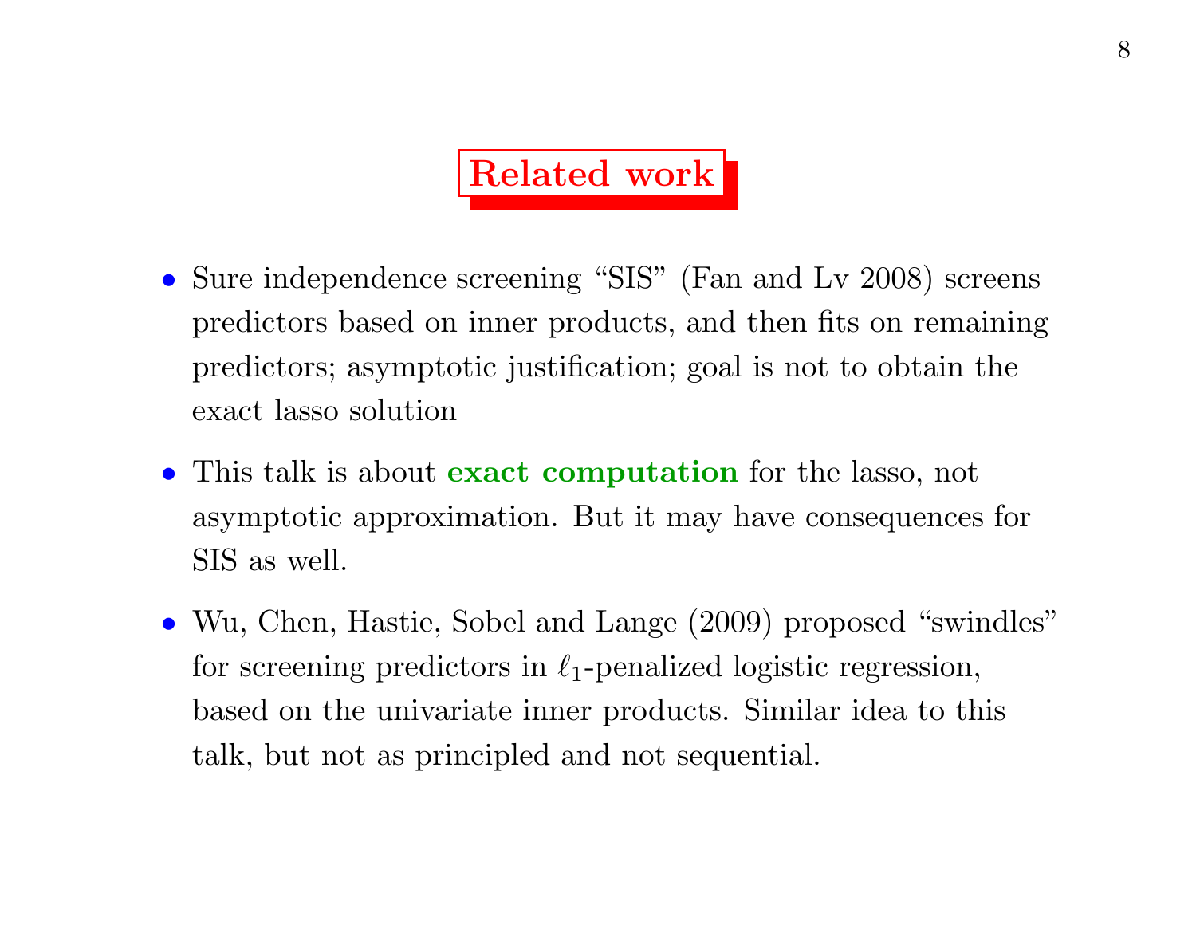# Related work

- Sure independence screening "SIS" (Fan and Lv 2008) screens predictors based on inner products, and then fits on remaining predictors; asymptotic justification; goal is not to obtain the exact lasso solution
- This talk is about **exact computation** for the lasso, not asymptotic approximation. But it may have consequences for SIS as well.
- Wu, Chen, Hastie, Sobel and Lange (2009) proposed "swindles" for screening predictors in $\ell_1$-penalized logistic regression, based on the univariate inner products. Similar idea to this talk, but not as principled and not sequential.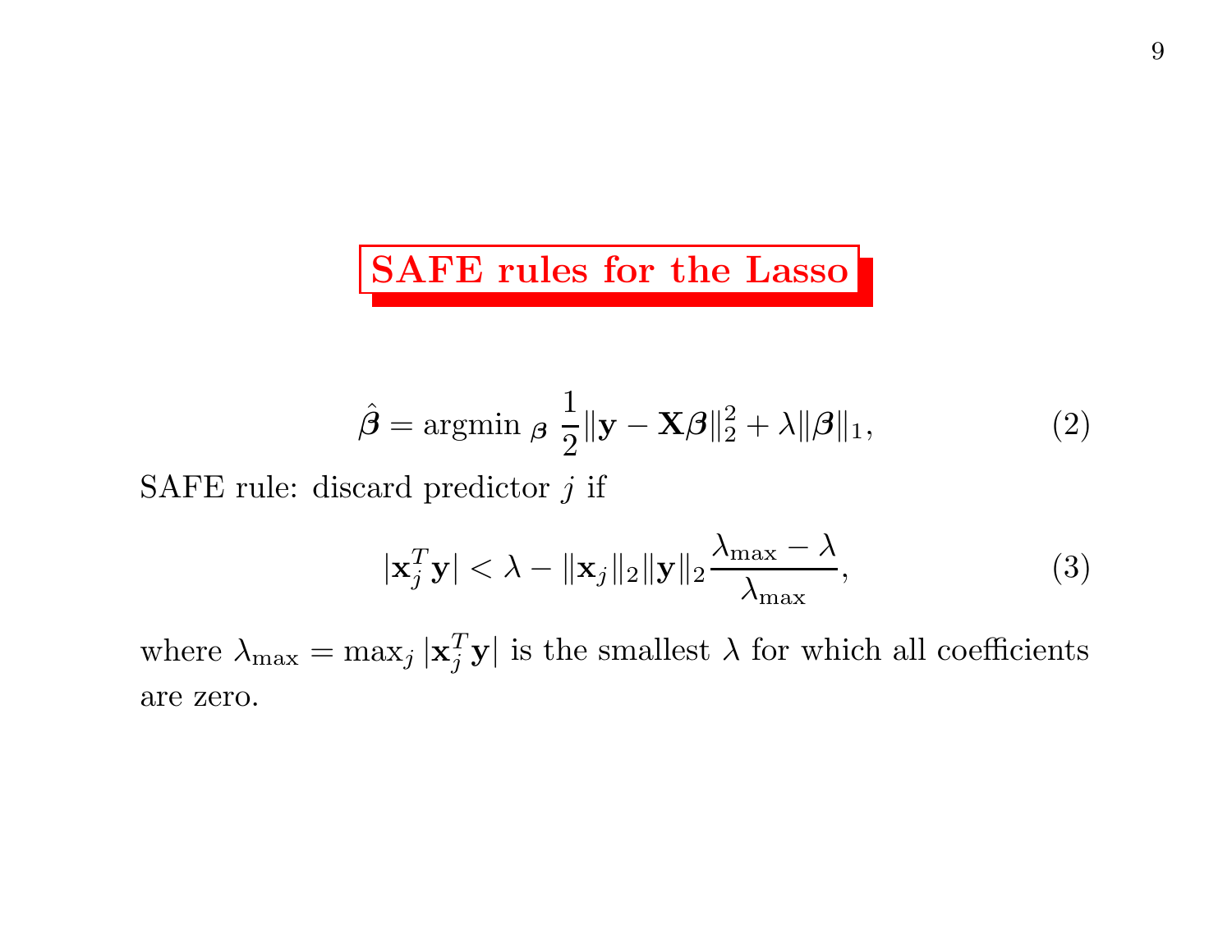# SAFE rules for the Lasso

$$\hat{\boldsymbol{\beta}} = \text{argmin}_{\,\boldsymbol{\beta}} \; \frac{1}{2}\|\mathbf{y} - \mathbf{X}\boldsymbol{\beta}\|_2^2 + \lambda\|\boldsymbol{\beta}\|_1, \tag{2}$$

SAFE rule: discard predictor $j$ if

$$|\mathbf{x}_j^T\mathbf{y}| < \lambda - \|\mathbf{x}_j\|_2\|\mathbf{y}\|_2\frac{\lambda_{\max} - \lambda}{\lambda_{\max}}, \tag{3}$$

where $\lambda_{\max} = \max_j |\mathbf{x}_j^T\mathbf{y}|$ is the smallest $\lambda$ for which all coefficients are zero.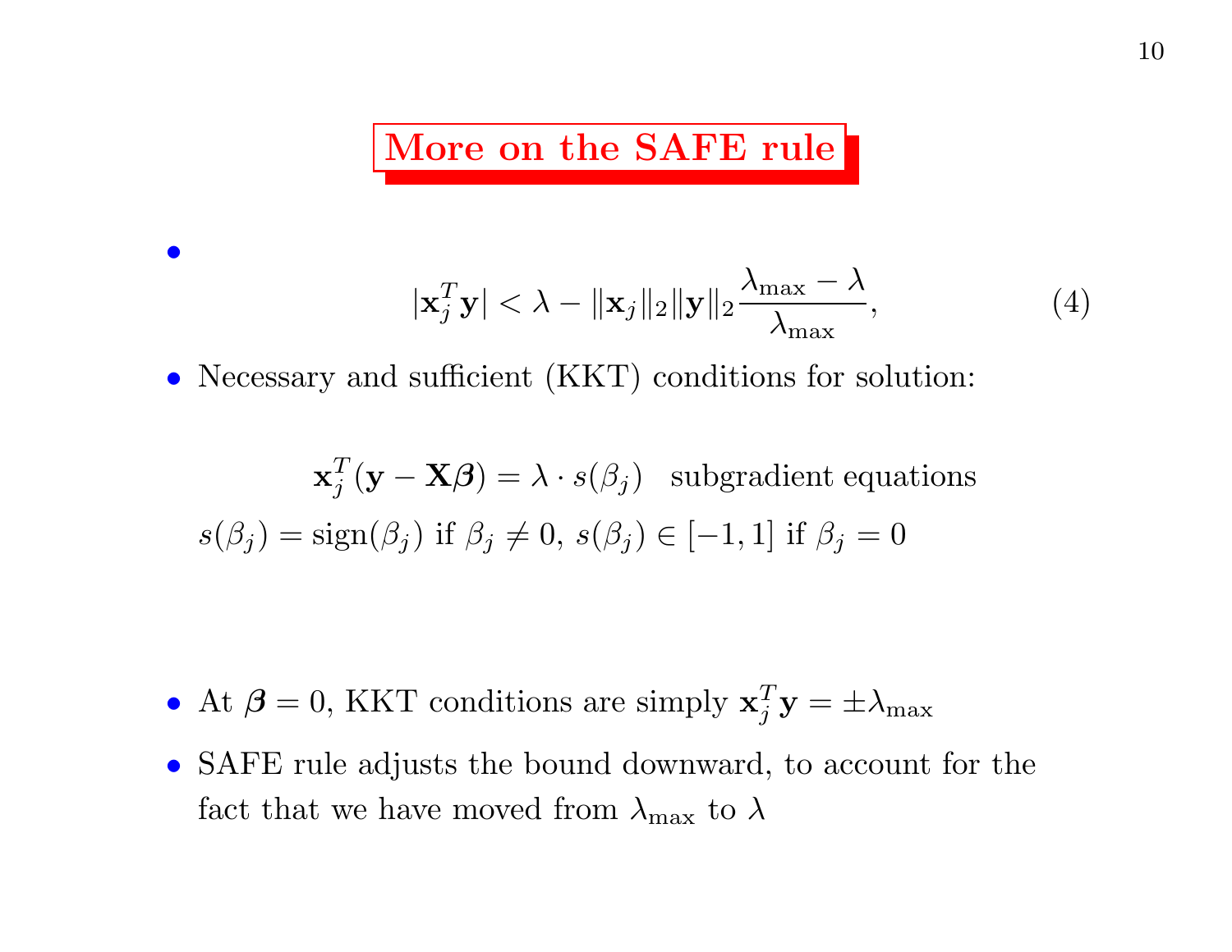# More on the SAFE rule

- $$|\mathbf{x}_j^T \mathbf{y}| < \lambda - \|\mathbf{x}_j\|_2 \|\mathbf{y}\|_2 \frac{\lambda_{\max} - \lambda}{\lambda_{\max}}, \tag{4}$$

- Necessary and sufficient (KKT) conditions for solution:

$$\mathbf{x}_j^T (\mathbf{y} - \mathbf{X}\boldsymbol{\beta}) = \lambda \cdot s(\beta_j) \quad \text{subgradient equations}$$

$$s(\beta_j) = \text{sign}(\beta_j) \text{ if } \beta_j \neq 0, \; s(\beta_j) \in [-1, 1] \text{ if } \beta_j = 0$$

- At $\boldsymbol{\beta} = 0$, KKT conditions are simply $\mathbf{x}_j^T \mathbf{y} = \pm \lambda_{\max}$
- SAFE rule adjusts the bound downward, to account for the fact that we have moved from $\lambda_{\max}$ to $\lambda$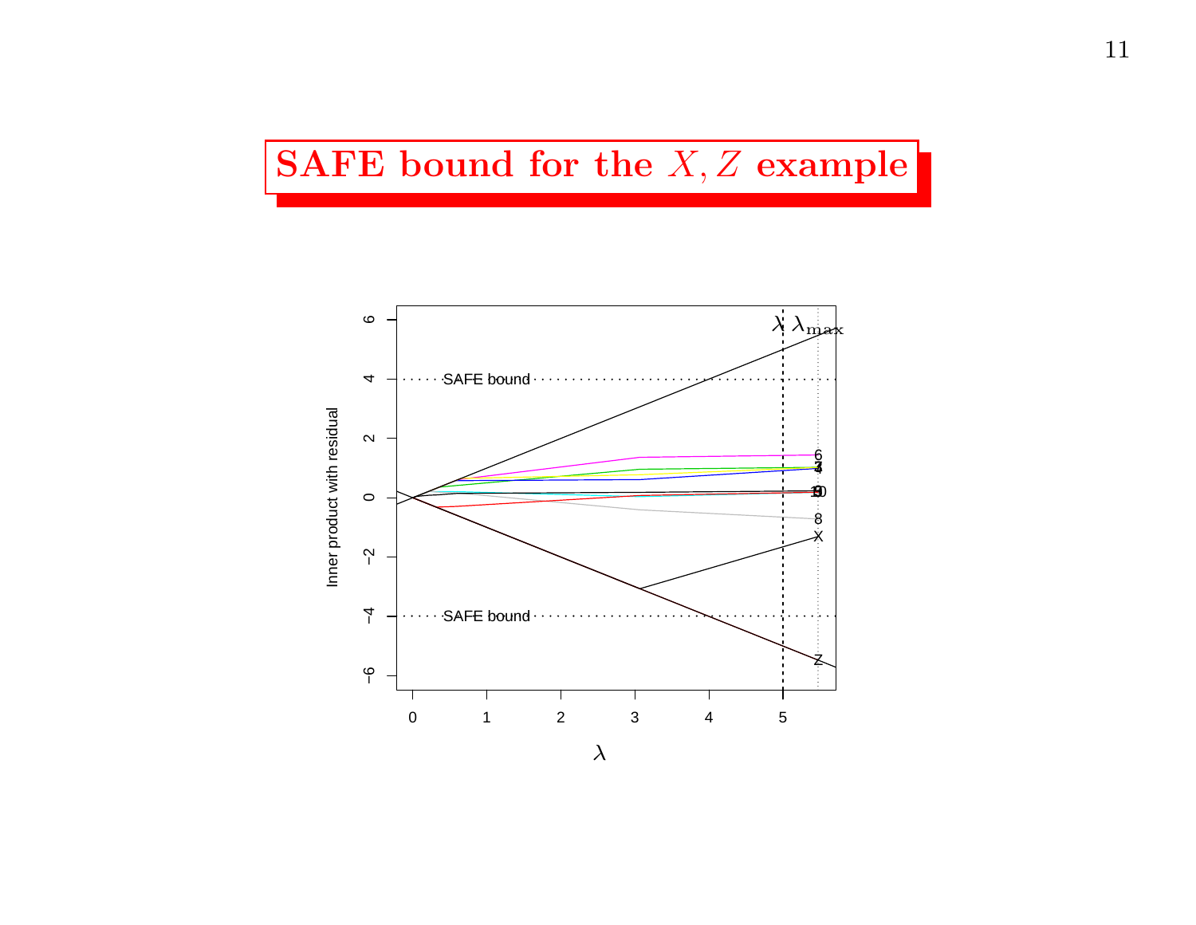# SAFE bound for the $X, Z$ example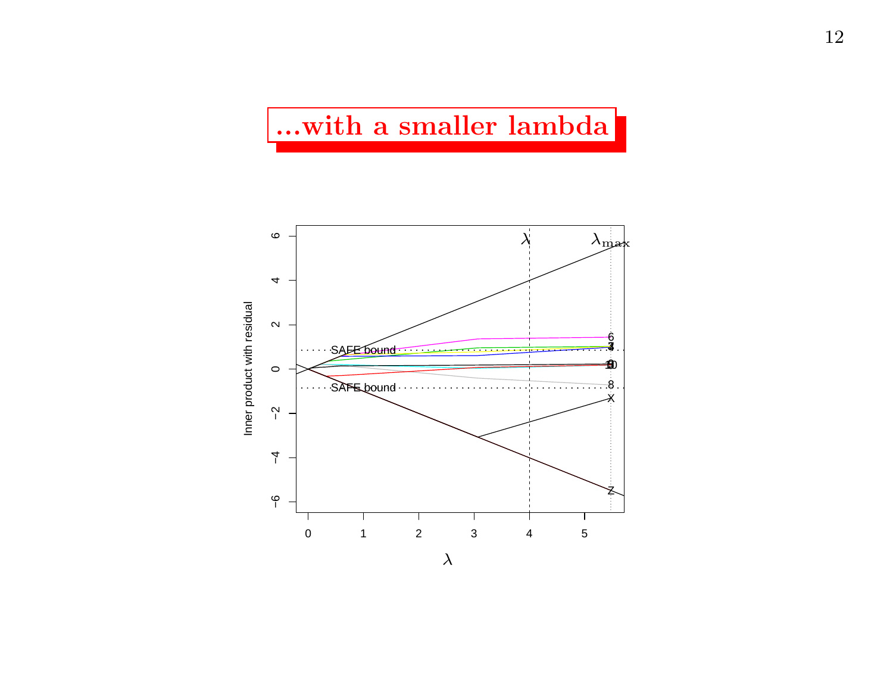# ...with a smaller lambda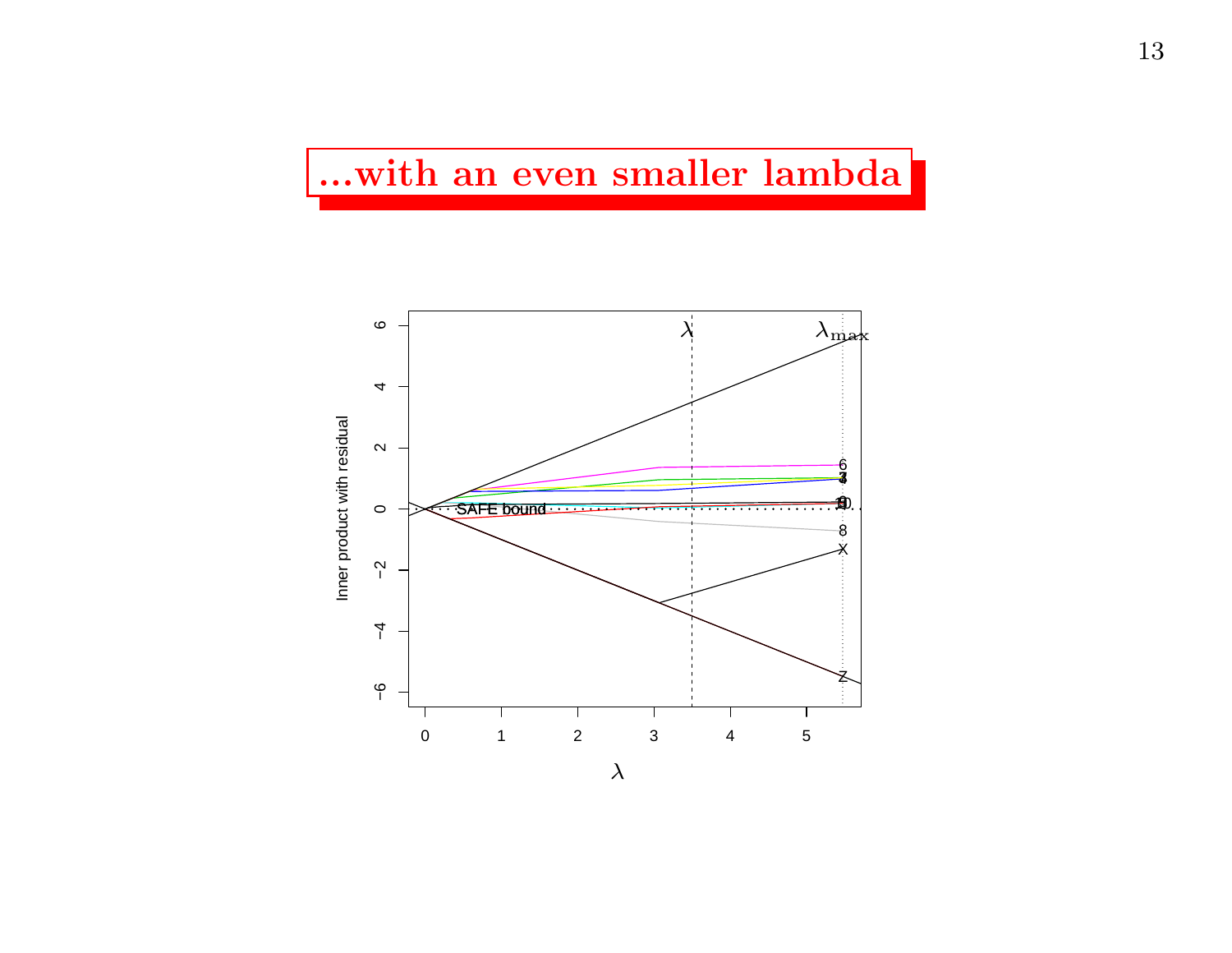# ...with an even smaller lambda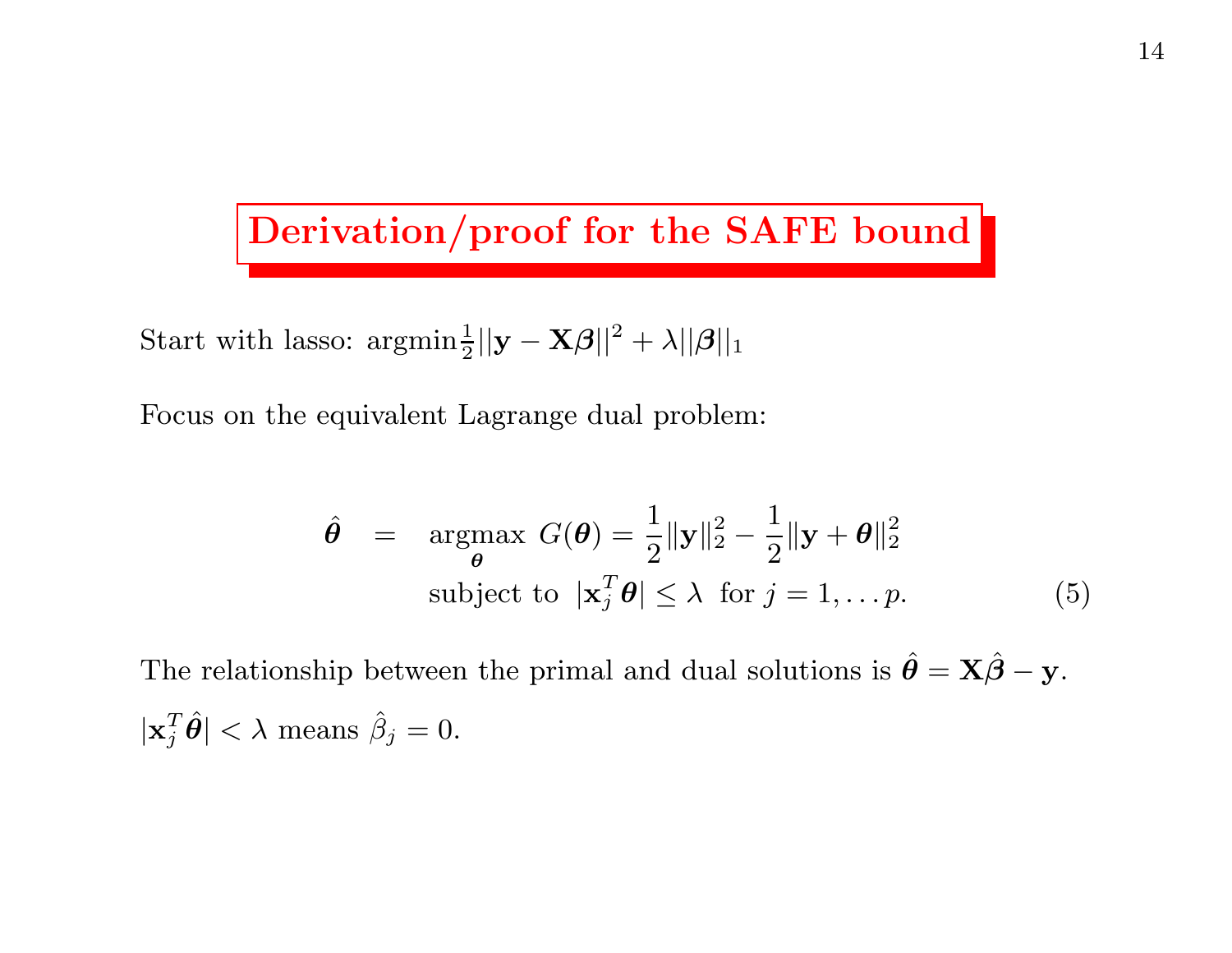# Derivation/proof for the SAFE bound

Start with lasso: $\text{argmin}\frac{1}{2}||\mathbf{y} - \mathbf{X}\boldsymbol{\beta}||^2 + \lambda||\boldsymbol{\beta}||_1$

Focus on the equivalent Lagrange dual problem:

$$\begin{aligned} \hat{\boldsymbol{\theta}} &= \underset{\boldsymbol{\theta}}{\text{argmax}} \ G(\boldsymbol{\theta}) = \frac{1}{2}\|\mathbf{y}\|_2^2 - \frac{1}{2}\|\mathbf{y} + \boldsymbol{\theta}\|_2^2 \\ &\quad \text{subject to } \ |\mathbf{x}_j^T\boldsymbol{\theta}| \le \lambda \ \text{ for } j = 1, \ldots p. \end{aligned} \tag{5}$$

The relationship between the primal and dual solutions is $\hat{\boldsymbol{\theta}} = \mathbf{X}\hat{\boldsymbol{\beta}} - \mathbf{y}$.

$|\mathbf{x}_j^T\hat{\boldsymbol{\theta}}| < \lambda$ means $\hat{\beta}_j = 0$.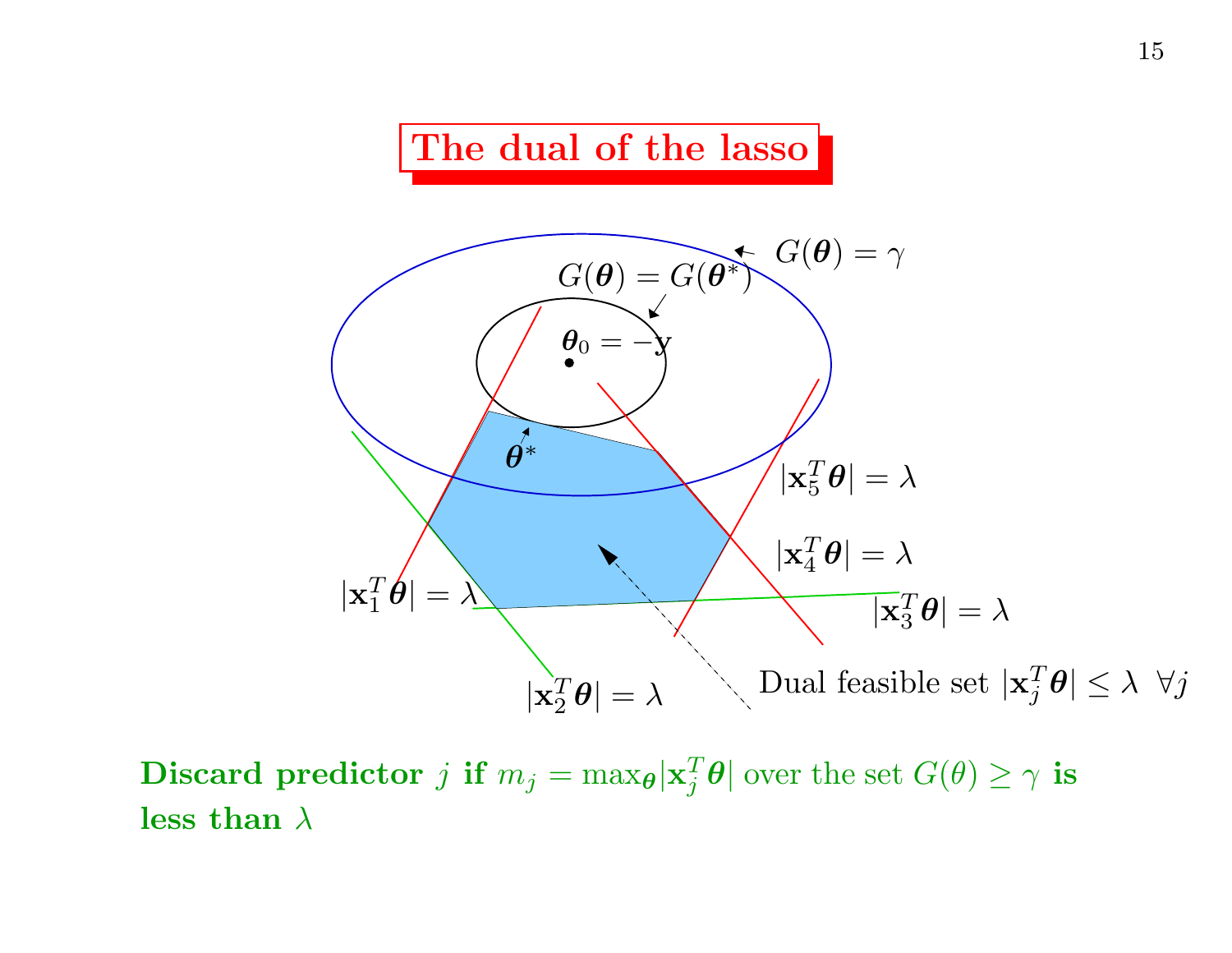# The dual of the lasso

$G(\boldsymbol{\theta}) = \gamma$

$G(\boldsymbol{\theta}) = G(\boldsymbol{\theta}^*)$

$\boldsymbol{\theta}_0 = -\mathbf{y}$

$\boldsymbol{\theta}^*$

$|\mathbf{x}_5^T\boldsymbol{\theta}| = \lambda$

$|\mathbf{x}_4^T\boldsymbol{\theta}| = \lambda$

$|\mathbf{x}_1^T\boldsymbol{\theta}| = \lambda$

$|\mathbf{x}_3^T\boldsymbol{\theta}| = \lambda$

$|\mathbf{x}_2^T\boldsymbol{\theta}| = \lambda$

Dual feasible set $|\mathbf{x}_j^T\boldsymbol{\theta}| \leq \lambda \;\; \forall j$

**Discard predictor $j$ if** $m_j = \max_{\boldsymbol{\theta}} |\mathbf{x}_j^T\boldsymbol{\theta}|$ over the set $G(\theta) \geq \gamma$ **is less than $\lambda$**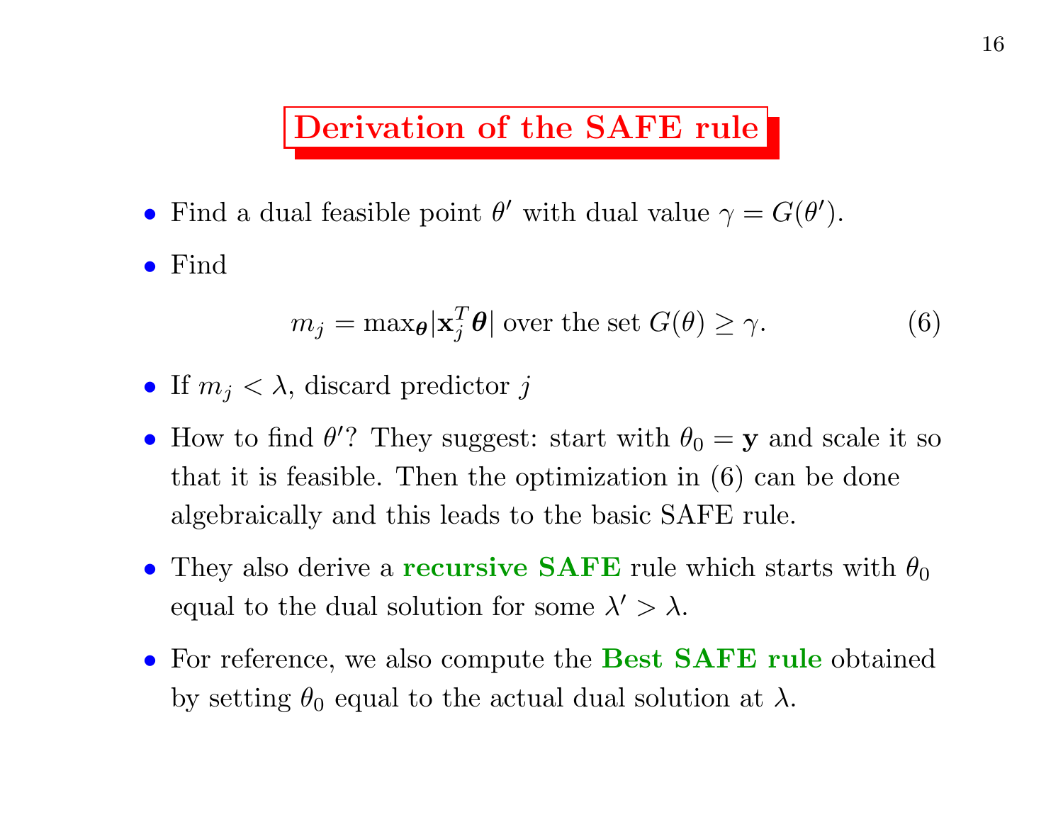# Derivation of the SAFE rule

- Find a dual feasible point $\theta'$ with dual value $\gamma = G(\theta')$.
- Find

$$m_j = \max_{\boldsymbol{\theta}} |\mathbf{x}_j^T \boldsymbol{\theta}| \text{ over the set } G(\theta) \geq \gamma. \tag{6}$$

- If $m_j < \lambda$, discard predictor $j$
- How to find $\theta'$? They suggest: start with $\theta_0 = \mathbf{y}$ and scale it so that it is feasible. Then the optimization in (6) can be done algebraically and this leads to the basic SAFE rule.
- They also derive a **recursive SAFE** rule which starts with $\theta_0$ equal to the dual solution for some $\lambda' > \lambda$.
- For reference, we also compute the **Best SAFE rule** obtained by setting $\theta_0$ equal to the actual dual solution at $\lambda$.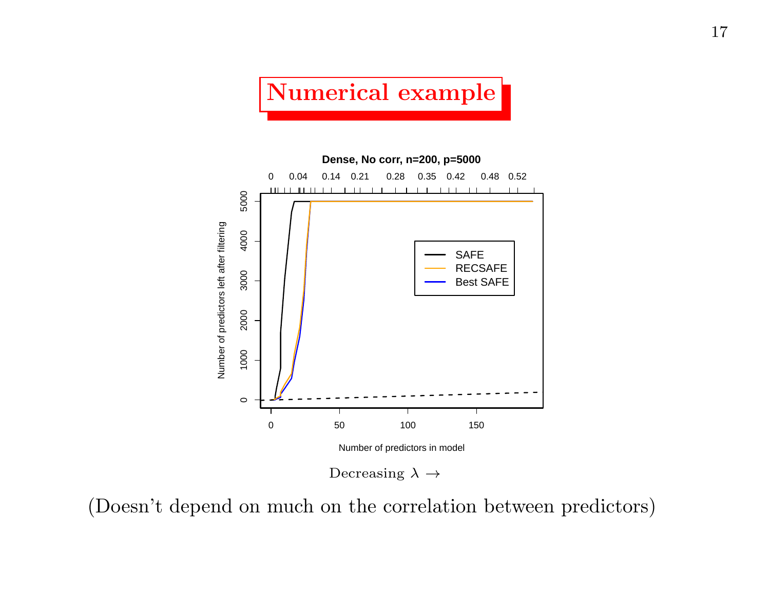# Numerical example

Dense, No corr, n=200, p=5000

Decreasing $\lambda \rightarrow$

(Doesn't depend on much on the correlation between predictors)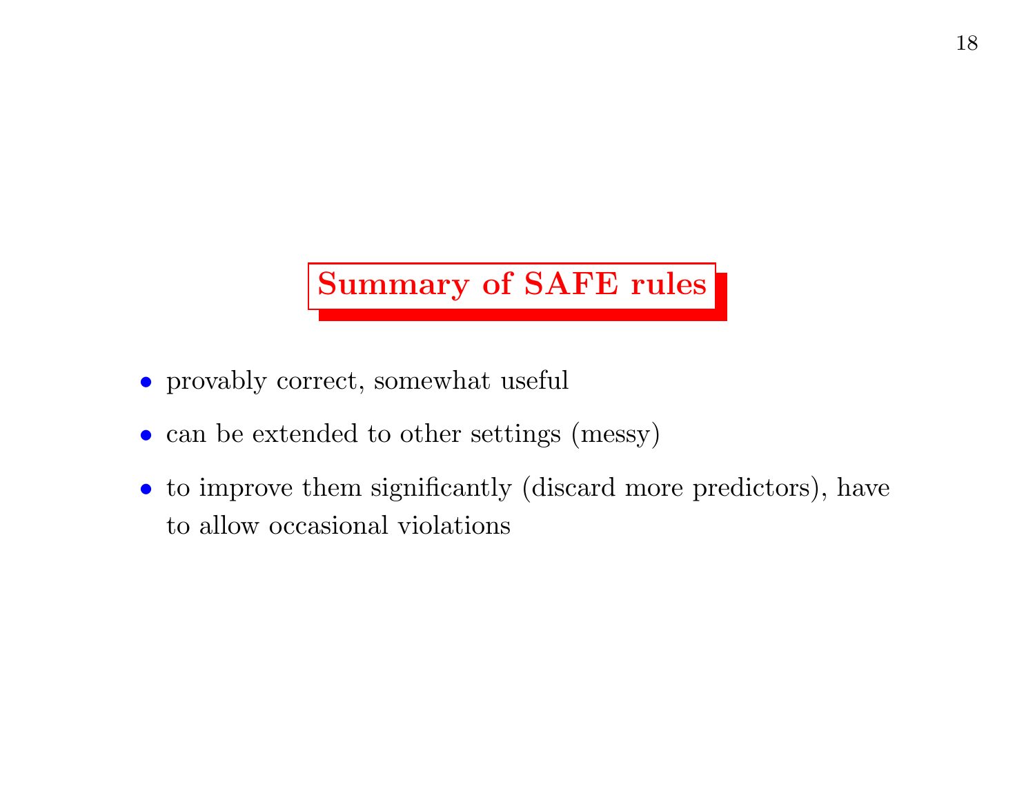## Summary of SAFE rules

- provably correct, somewhat useful
- can be extended to other settings (messy)
- to improve them significantly (discard more predictors), have to allow occasional violations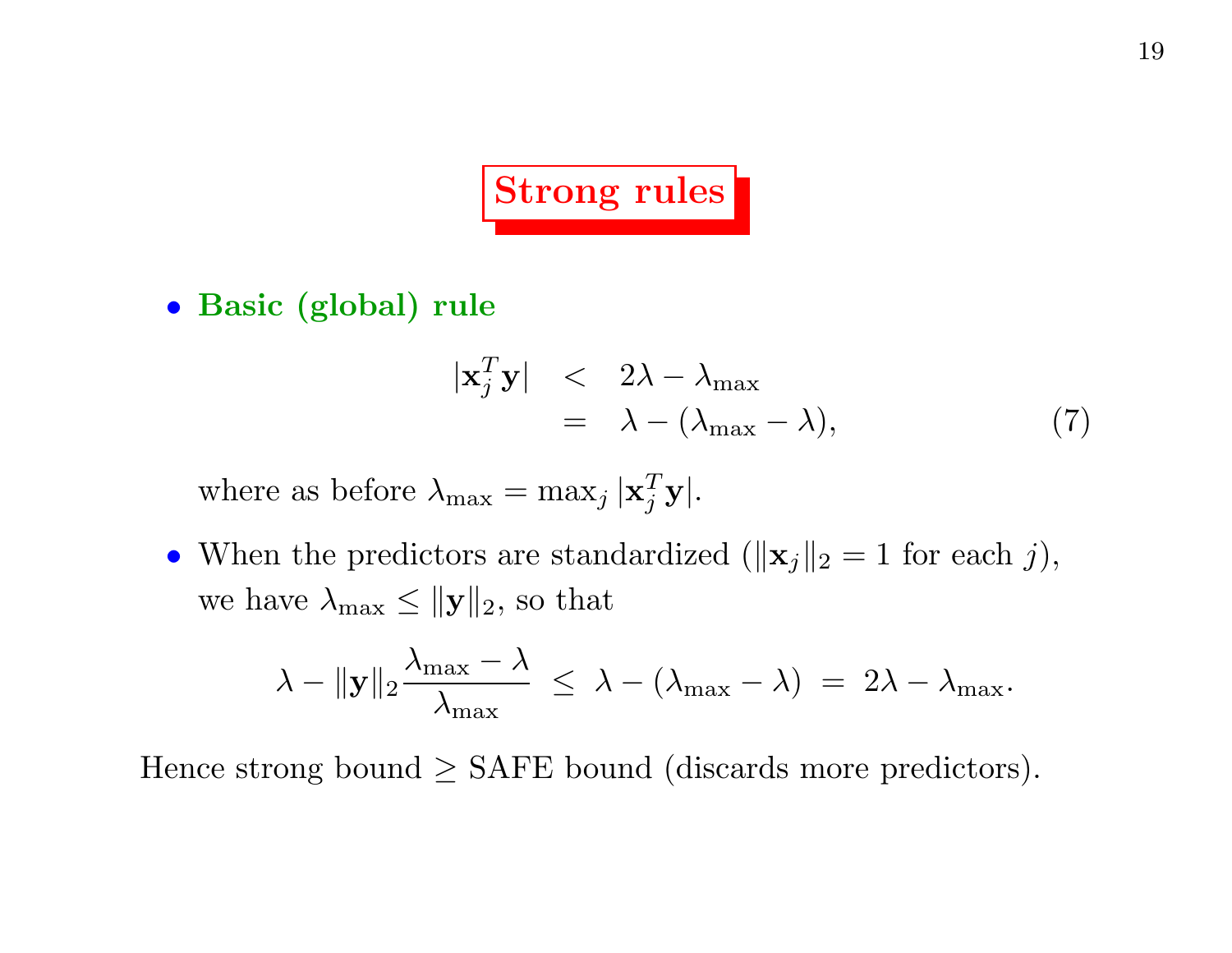# Strong rules

- **Basic (global) rule**

$$
\begin{aligned}
|\mathbf{x}_j^T \mathbf{y}| &< 2\lambda - \lambda_{\max} \\
&= \lambda - (\lambda_{\max} - \lambda),
\end{aligned}
\tag{7}
$$

  where as before $\lambda_{\max} = \max_j |\mathbf{x}_j^T \mathbf{y}|$.

- When the predictors are standardized ($\|\mathbf{x}_j\|_2 = 1$ for each $j$), we have $\lambda_{\max} \leq \|\mathbf{y}\|_2$, so that

$$
\lambda - \|\mathbf{y}\|_2 \frac{\lambda_{\max} - \lambda}{\lambda_{\max}} \;\leq\; \lambda - (\lambda_{\max} - \lambda) \;=\; 2\lambda - \lambda_{\max}.
$$

Hence strong bound $\geq$ SAFE bound (discards more predictors).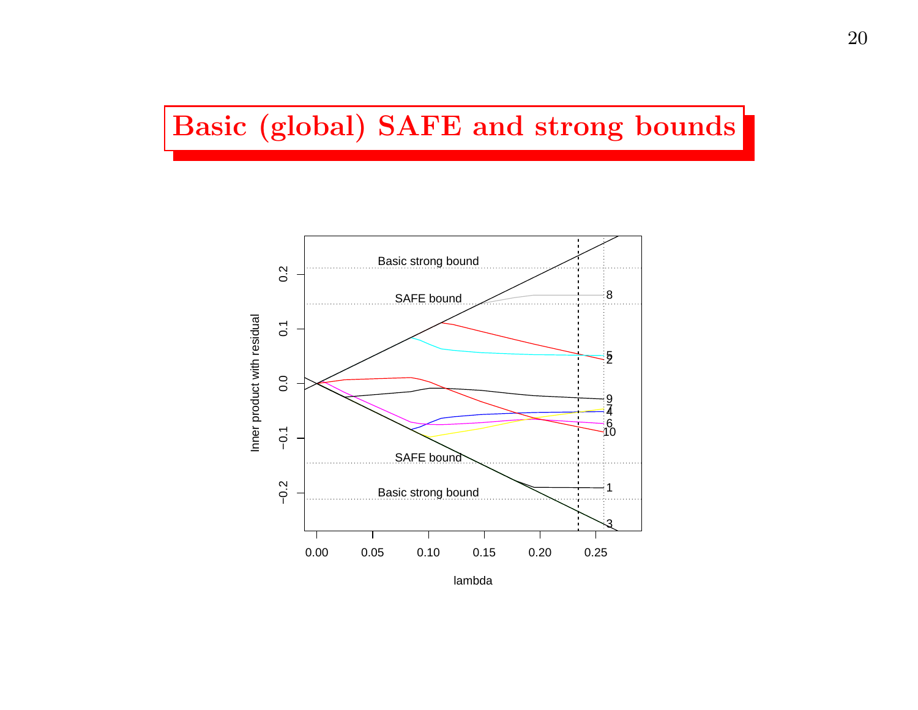# Basic (global) SAFE and strong bounds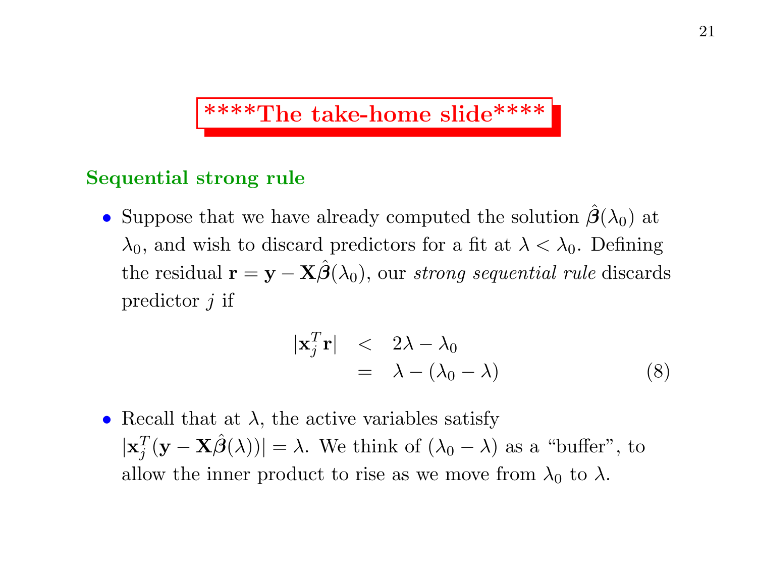## ****The take-home slide****

### Sequential strong rule

- Suppose that we have already computed the solution $\hat{\boldsymbol{\beta}}(\lambda_0)$ at $\lambda_0$, and wish to discard predictors for a fit at $\lambda < \lambda_0$. Defining the residual $\mathbf{r} = \mathbf{y} - \mathbf{X}\hat{\boldsymbol{\beta}}(\lambda_0)$, our *strong sequential rule* discards predictor $j$ if

$$
\begin{aligned}
|\mathbf{x}_j^T \mathbf{r}| &< 2\lambda - \lambda_0 \\
&= \lambda - (\lambda_0 - \lambda)
\end{aligned}
\tag{8}
$$

- Recall that at $\lambda$, the active variables satisfy $|\mathbf{x}_j^T(\mathbf{y} - \mathbf{X}\hat{\boldsymbol{\beta}}(\lambda))| = \lambda$. We think of $(\lambda_0 - \lambda)$ as a "buffer", to allow the inner product to rise as we move from $\lambda_0$ to $\lambda$.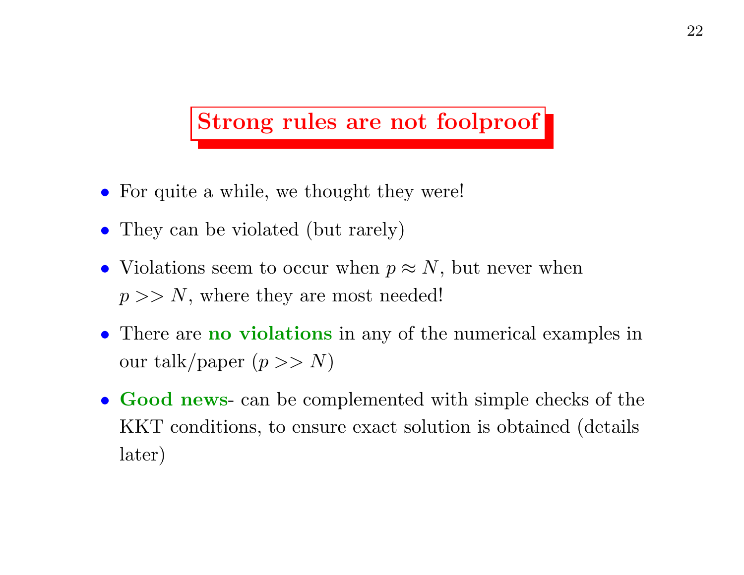# Strong rules are not foolproof

- For quite a while, we thought they were!
- They can be violated (but rarely)
- Violations seem to occur when $p \approx N$, but never when $p >> N$, where they are most needed!
- There are **no violations** in any of the numerical examples in our talk/paper ($p >> N$)
- **Good news**- can be complemented with simple checks of the KKT conditions, to ensure exact solution is obtained (details later)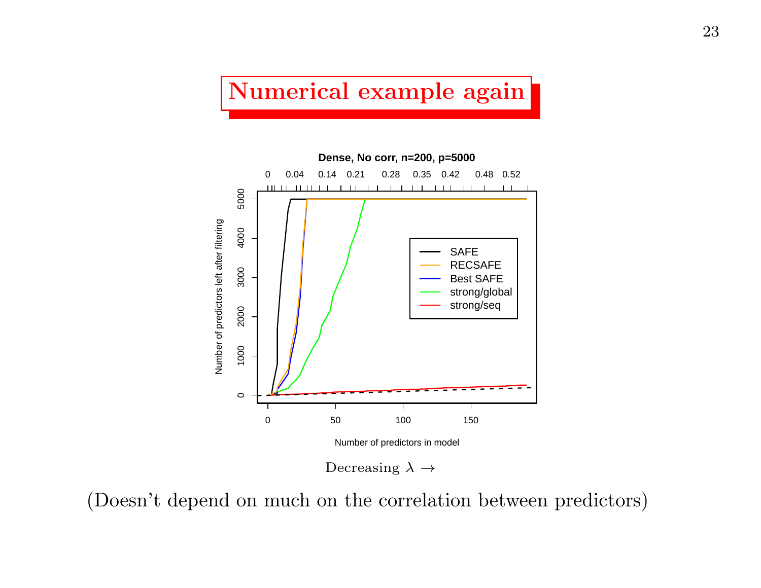# Numerical example again

Dense, No corr, n=200, p=5000

Decreasing $\lambda \rightarrow$

(Doesn't depend on much on the correlation between predictors)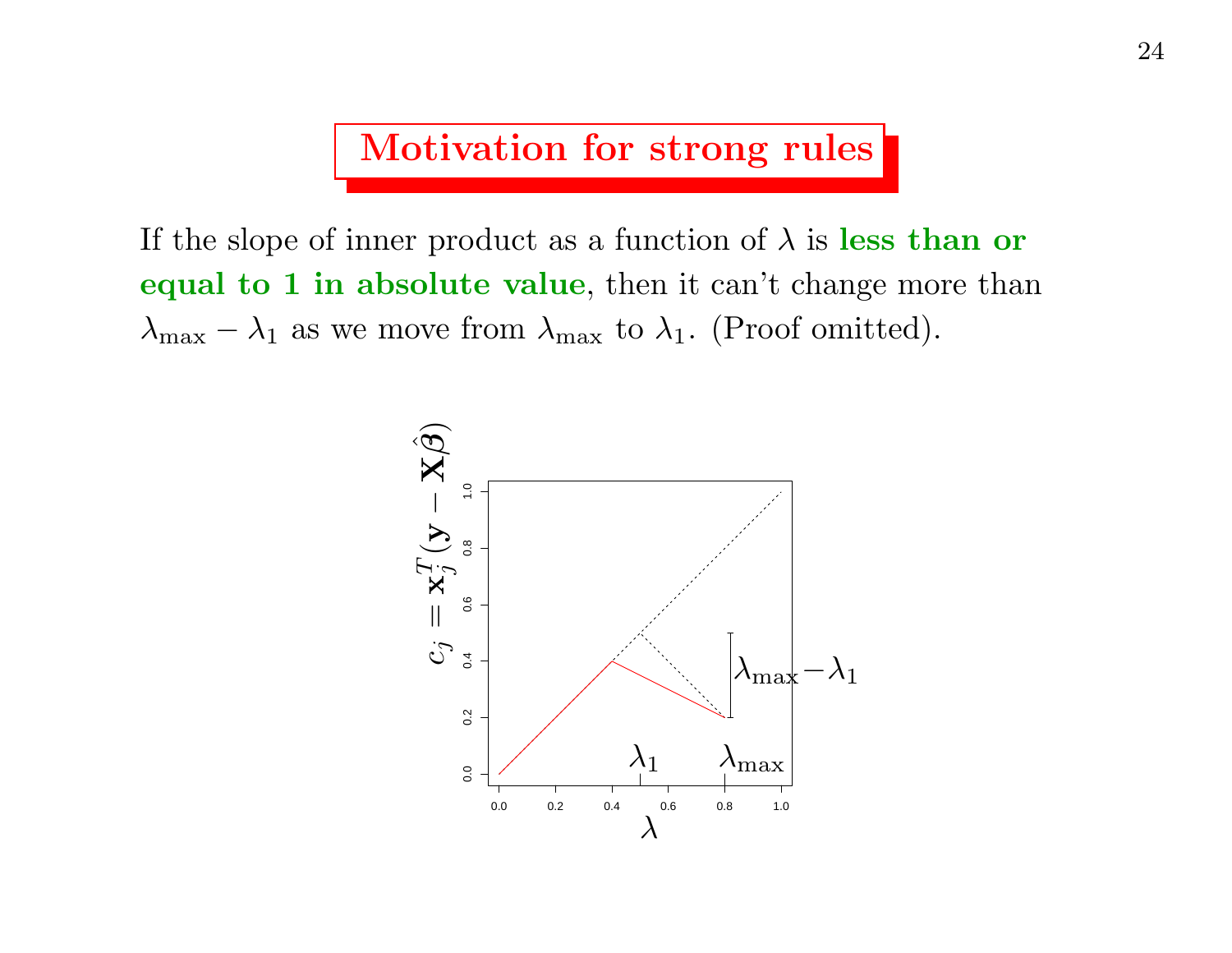# Motivation for strong rules

If the slope of inner product as a function of $\lambda$ is **less than or equal to 1 in absolute value**, then it can't change more than $\lambda_{\max} - \lambda_1$ as we move from $\lambda_{\max}$ to $\lambda_1$. (Proof omitted).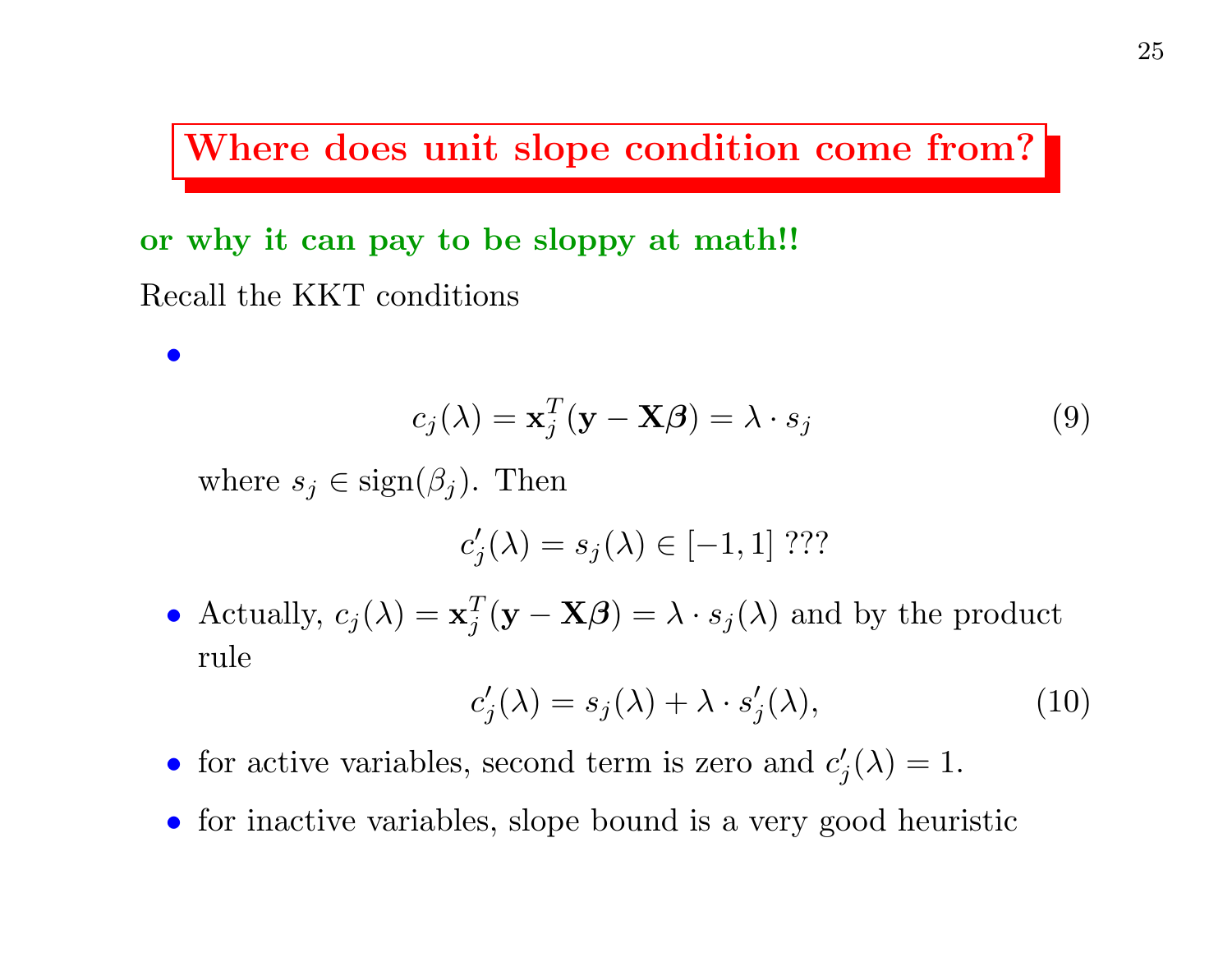## Where does unit slope condition come from?

**or why it can pay to be sloppy at math!!**

Recall the KKT conditions

- $$c_j(\lambda) = \mathbf{x}_j^T(\mathbf{y} - \mathbf{X}\boldsymbol{\beta}) = \lambda \cdot s_j \tag{9}$$

  where $s_j \in \text{sign}(\beta_j)$. Then

  $$c_j'(\lambda) = s_j(\lambda) \in [-1, 1] \text{ ???}$$

- Actually, $c_j(\lambda) = \mathbf{x}_j^T(\mathbf{y} - \mathbf{X}\boldsymbol{\beta}) = \lambda \cdot s_j(\lambda)$ and by the product rule

  $$c_j'(\lambda) = s_j(\lambda) + \lambda \cdot s_j'(\lambda), \tag{10}$$

- for active variables, second term is zero and $c_j'(\lambda) = 1$.
- for inactive variables, slope bound is a very good heuristic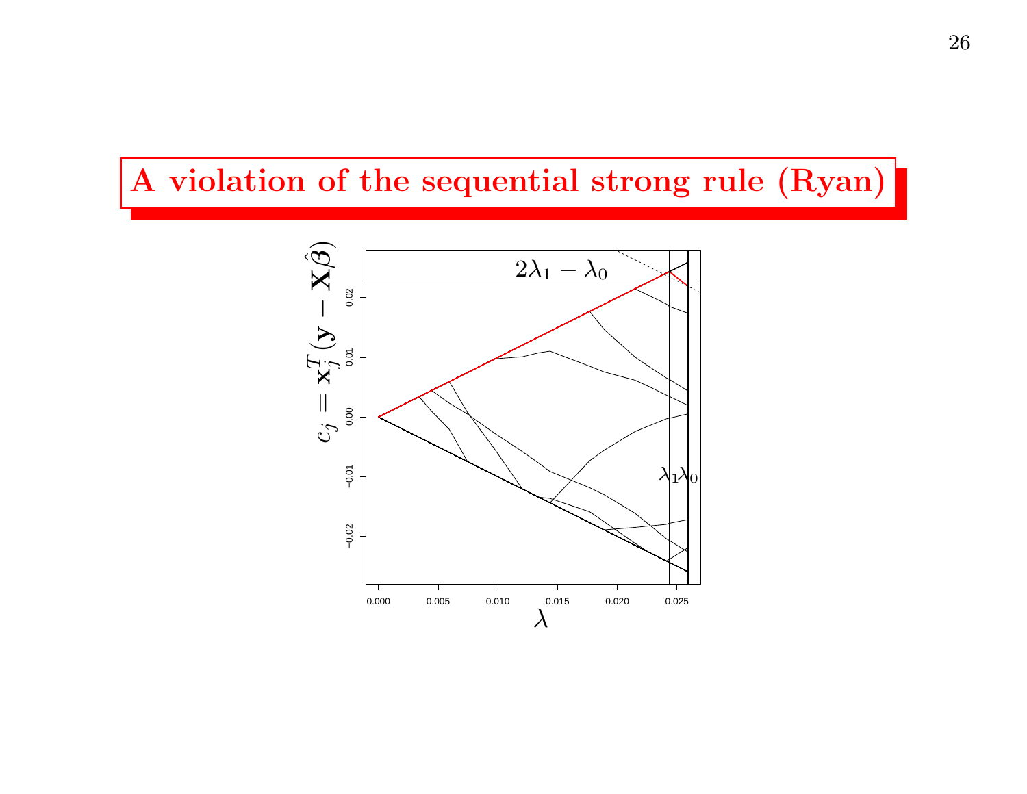# A violation of the sequential strong rule (Ryan)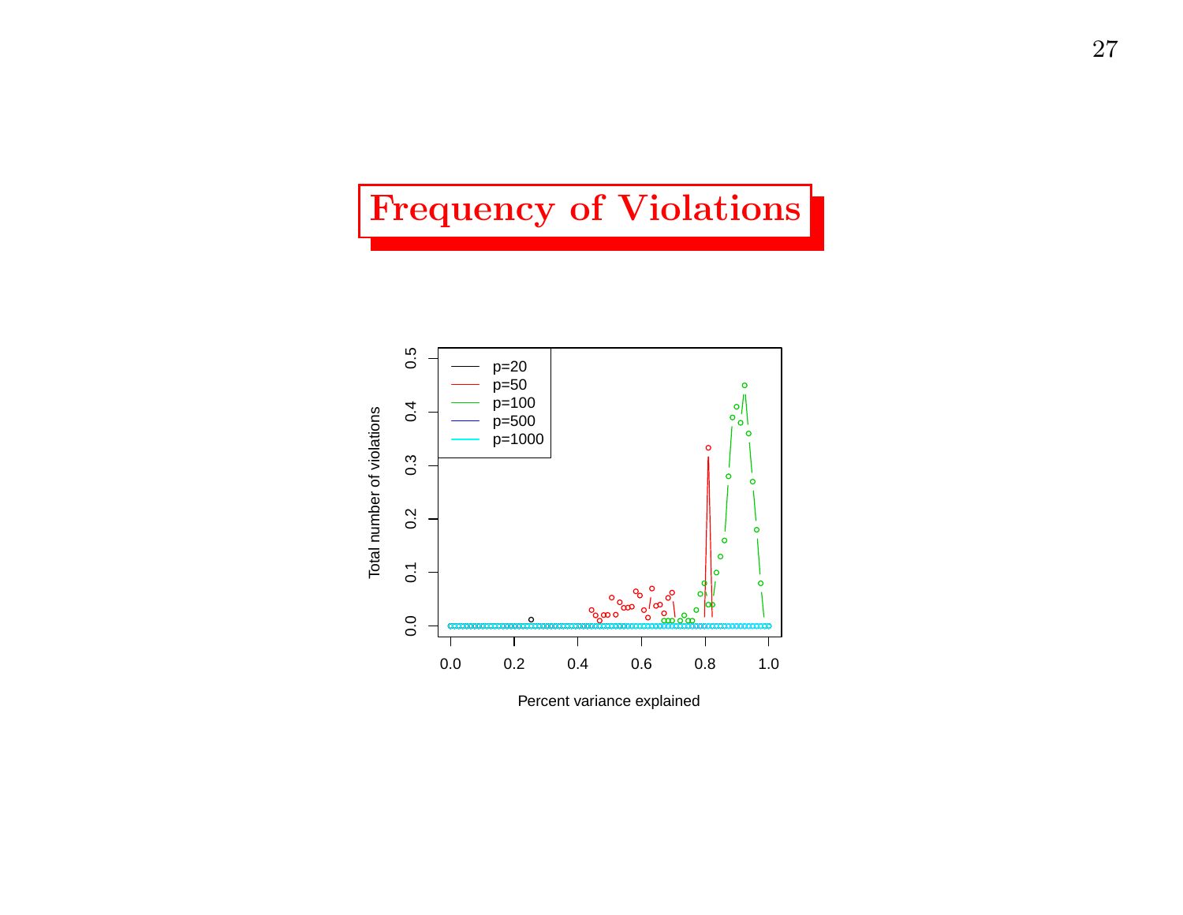# Frequency of Violations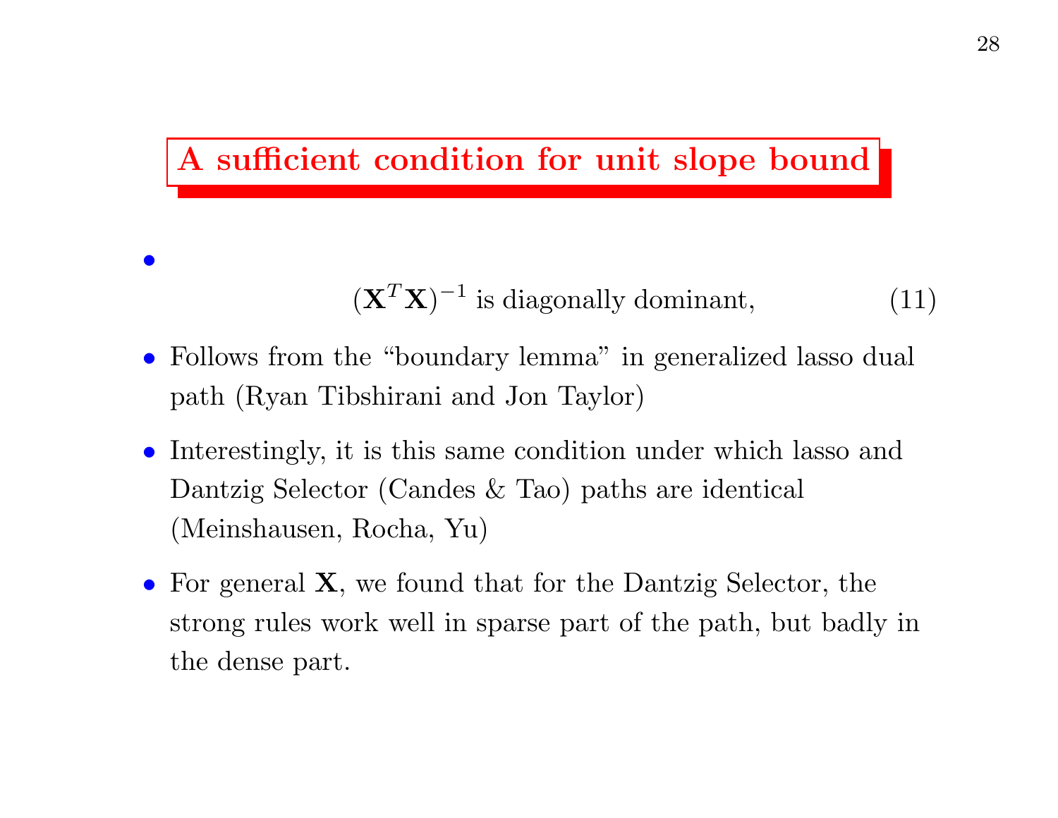## A sufficient condition for unit slope bound

- $$(\mathbf{X}^T\mathbf{X})^{-1} \text{ is diagonally dominant,} \tag{11}$$

- Follows from the “boundary lemma” in generalized lasso dual path (Ryan Tibshirani and Jon Taylor)

- Interestingly, it is this same condition under which lasso and Dantzig Selector (Candes & Tao) paths are identical (Meinshausen, Rocha, Yu)

- For general $\mathbf{X}$, we found that for the Dantzig Selector, the strong rules work well in sparse part of the path, but badly in the dense part.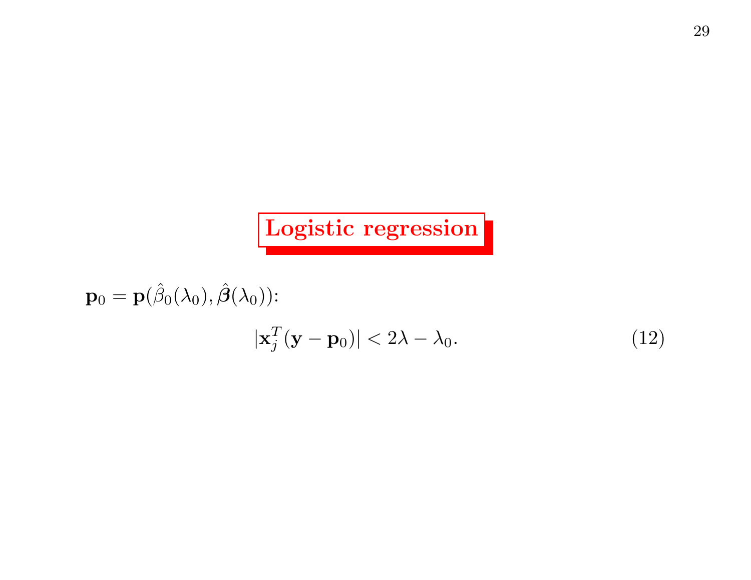# Logistic regression

$\mathbf{p}_0 = \mathbf{p}(\hat{\beta}_0(\lambda_0), \hat{\boldsymbol{\beta}}(\lambda_0))$:

$$|\mathbf{x}_j^T(\mathbf{y} - \mathbf{p}_0)| < 2\lambda - \lambda_0. \tag{12}$$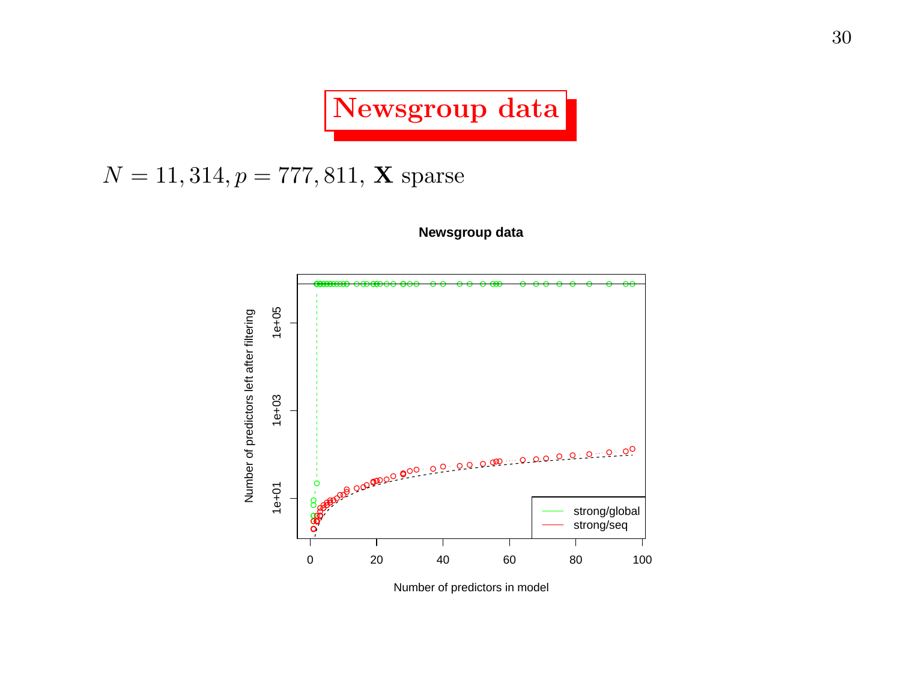# Newsgroup data

$N = 11,314, p = 777,811,$ $\mathbf{X}$ sparse

**Newsgroup data**

Number of predictors left after filtering

1e+01 1e+03 1e+05

0 20 40 60 80 100

Number of predictors in model

strong/global
strong/seq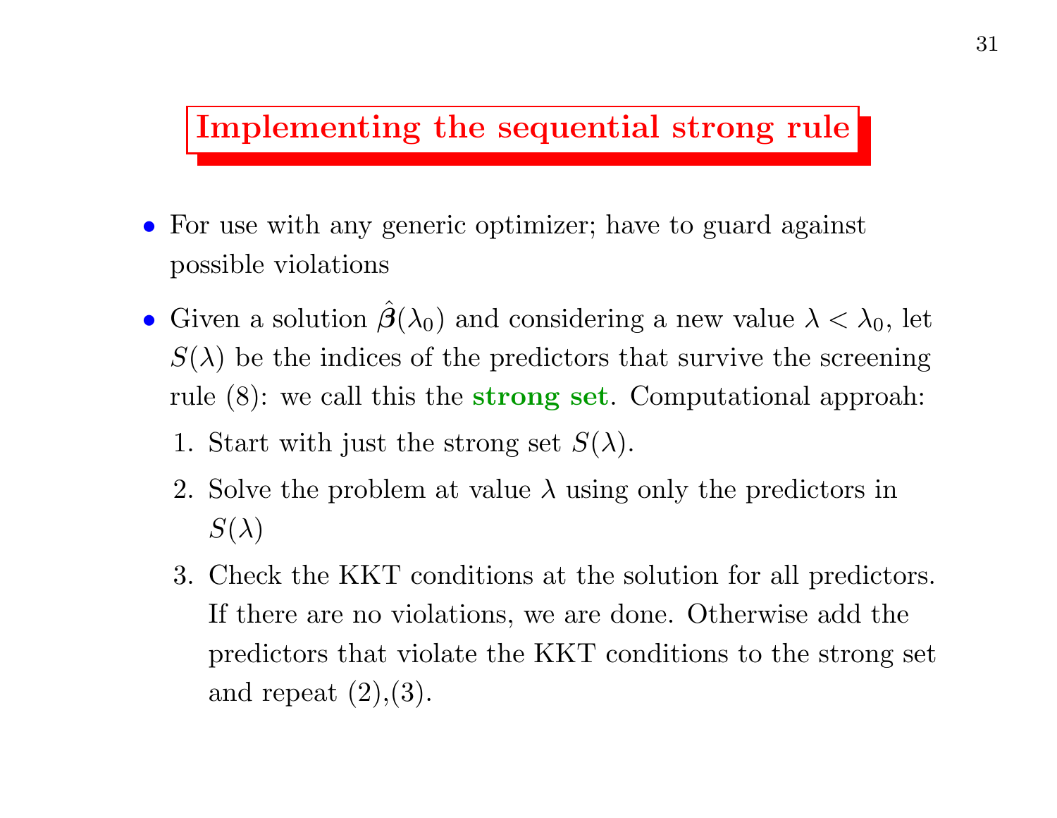# Implementing the sequential strong rule

- For use with any generic optimizer; have to guard against possible violations
- Given a solution $\hat{\boldsymbol{\beta}}(\lambda_0)$ and considering a new value $\lambda < \lambda_0$, let $S(\lambda)$ be the indices of the predictors that survive the screening rule (8): we call this the **strong set**. Computational approoah:
  1. Start with just the strong set $S(\lambda)$.
  2. Solve the problem at value $\lambda$ using only the predictors in $S(\lambda)$
  3. Check the KKT conditions at the solution for all predictors. If there are no violations, we are done. Otherwise add the predictors that violate the KKT conditions to the strong set and repeat (2),(3).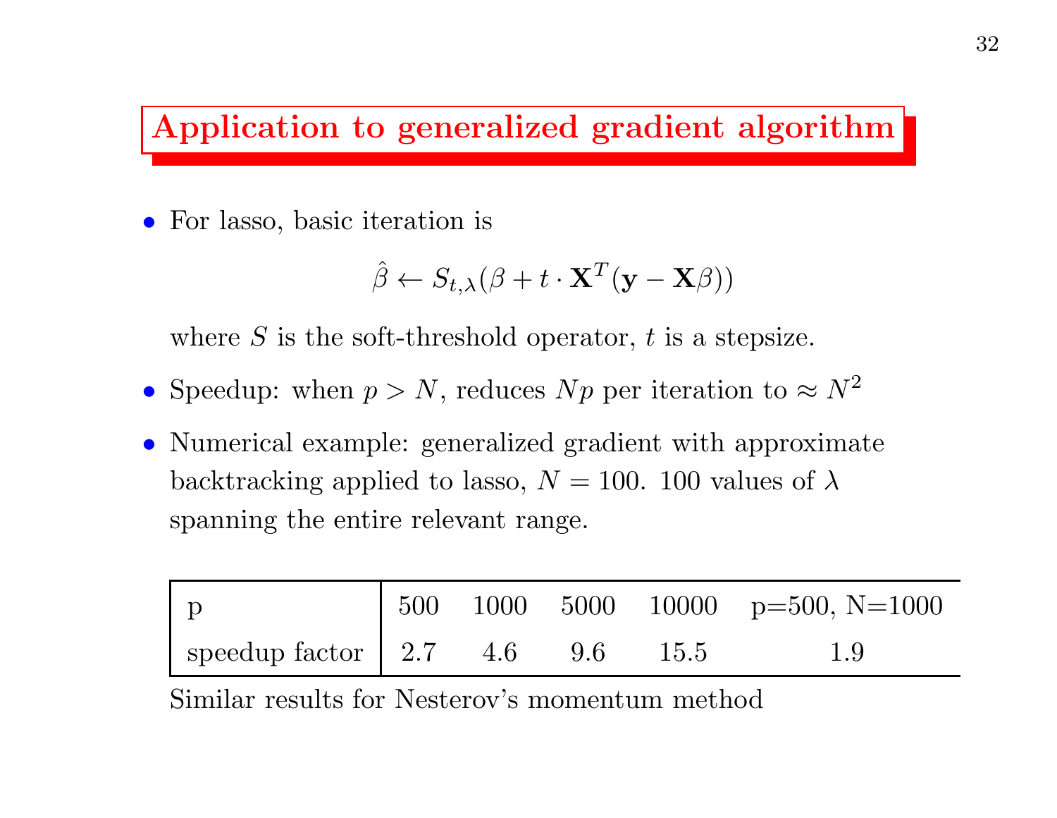## Application to generalized gradient algorithm

- For lasso, basic iteration is

$$\hat{\beta} \leftarrow S_{t,\lambda}(\beta + t \cdot \mathbf{X}^T(\mathbf{y} - \mathbf{X}\beta))$$

  where $S$ is the soft-threshold operator, $t$ is a stepsize.

- Speedup: when $p > N$, reduces $Np$ per iteration to $\approx N^2$

- Numerical example: generalized gradient with approximate backtracking applied to lasso, $N = 100$. 100 values of $\lambda$ spanning the entire relevant range.

| p | 500 | 1000 | 5000 | 10000 | p=500, N=1000 |
|---|---|---|---|---|---|
| speedup factor | 2.7 | 4.6 | 9.6 | 15.5 | 1.9 |

Similar results for Nesterov's momentum method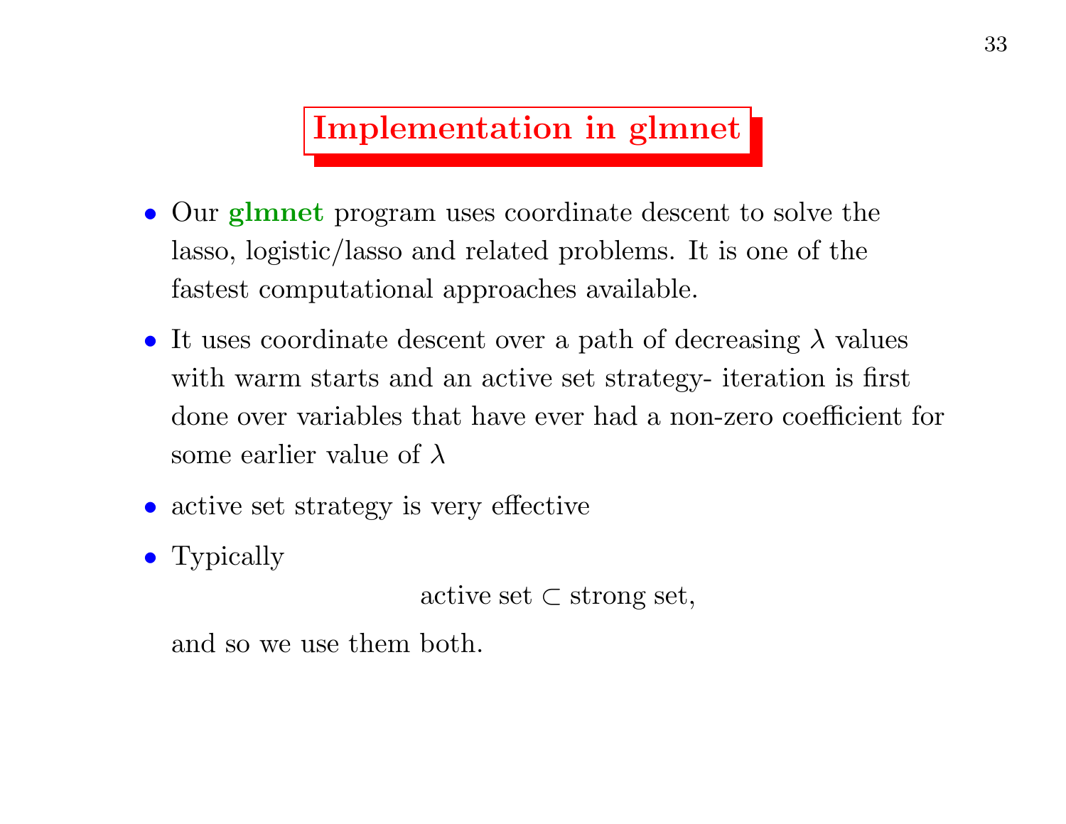# Implementation in glmnet

- Our **glmnet** program uses coordinate descent to solve the lasso, logistic/lasso and related problems. It is one of the fastest computational approaches available.
- It uses coordinate descent over a path of decreasing $\lambda$ values with warm starts and an active set strategy- iteration is first done over variables that have ever had a non-zero coefficient for some earlier value of $\lambda$
- active set strategy is very effective
- Typically

$$\text{active set} \subset \text{strong set},$$

  and so we use them both.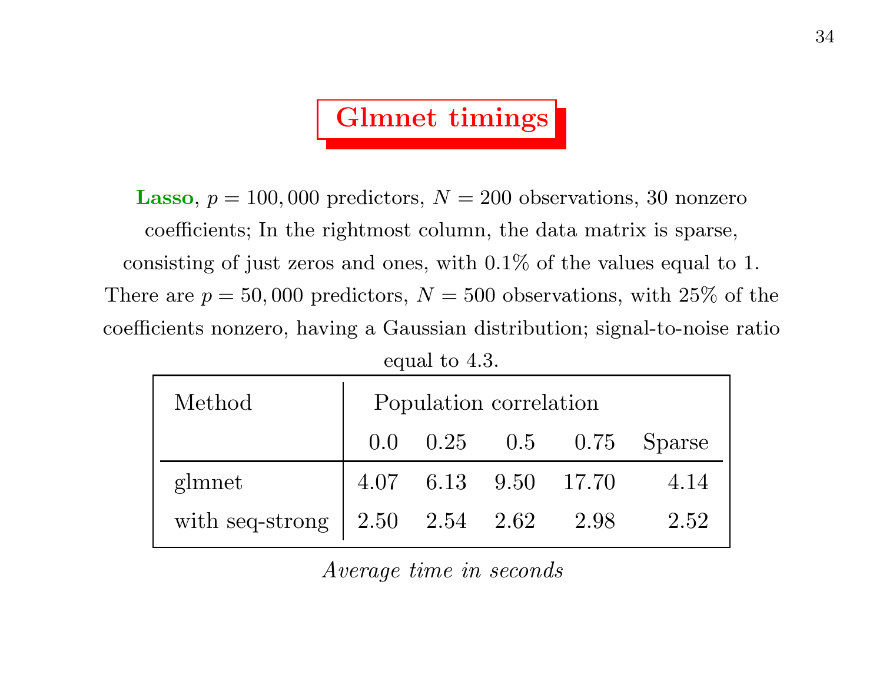# Glmnet timings

**Lasso**, $p = 100,000$ predictors, $N = 200$ observations, 30 nonzero coefficients; In the rightmost column, the data matrix is sparse, consisting of just zeros and ones, with 0.1% of the values equal to 1. There are $p = 50,000$ predictors, $N = 500$ observations, with 25% of the coefficients nonzero, having a Gaussian distribution; signal-to-noise ratio equal to 4.3.

| Method | Population correlation | | | | |
|---|---|---|---|---|---|
| | 0.0 | 0.25 | 0.5 | 0.75 | Sparse |
| glmnet | 4.07 | 6.13 | 9.50 | 17.70 | 4.14 |
| with seq-strong | 2.50 | 2.54 | 2.62 | 2.98 | 2.52 |

*Average time in seconds*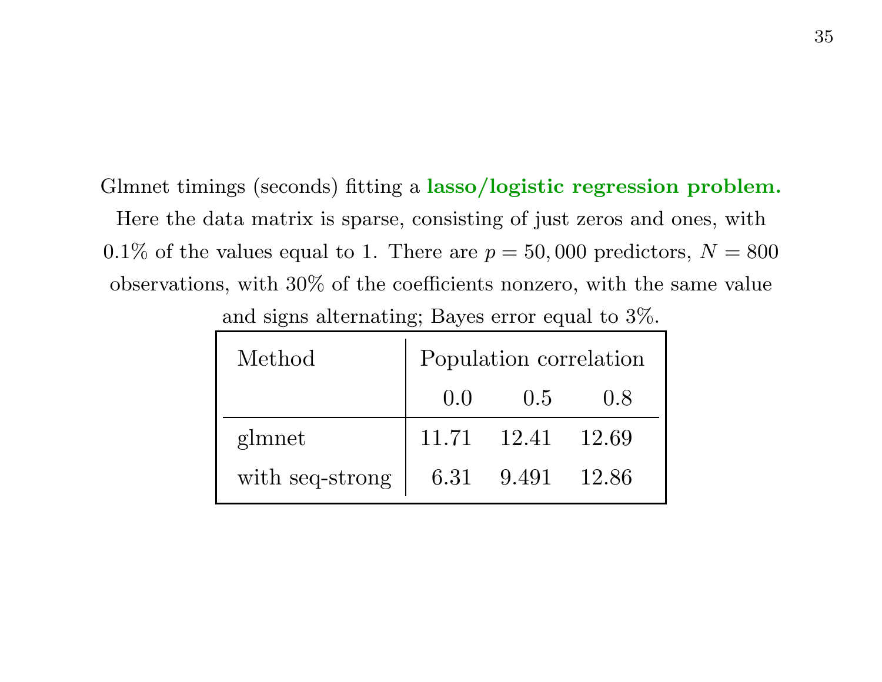Glmnet timings (seconds) fitting a **lasso/logistic regression problem.** Here the data matrix is sparse, consisting of just zeros and ones, with 0.1% of the values equal to 1. There are $p = 50,000$ predictors, $N = 800$ observations, with 30% of the coefficients nonzero, with the same value and signs alternating; Bayes error equal to 3%.

| Method | Population correlation | | |
|---|---|---|---|
| | 0.0 | 0.5 | 0.8 |
| glmnet | 11.71 | 12.41 | 12.69 |
| with seq-strong | 6.31 | 9.491 | 12.86 |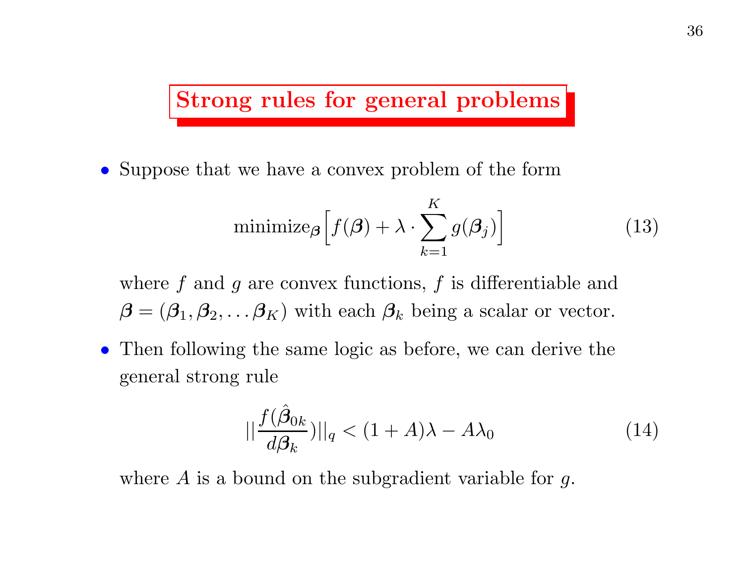# Strong rules for general problems

- Suppose that we have a convex problem of the form

$$\text{minimize}_{\boldsymbol{\beta}}\Big[f(\boldsymbol{\beta}) + \lambda \cdot \sum_{k=1}^{K} g(\boldsymbol{\beta}_j)\Big] \tag{13}$$

where $f$ and $g$ are convex functions, $f$ is differentiable and $\boldsymbol{\beta} = (\boldsymbol{\beta}_1, \boldsymbol{\beta}_2, \ldots \boldsymbol{\beta}_K)$ with each $\boldsymbol{\beta}_k$ being a scalar or vector.

- Then following the same logic as before, we can derive the general strong rule

$$|| \frac{f(\hat{\boldsymbol{\beta}}_{0k}}{d\boldsymbol{\beta}_k})||_q < (1+A)\lambda - A\lambda_0 \tag{14}$$

where $A$ is a bound on the subgradient variable for $g$.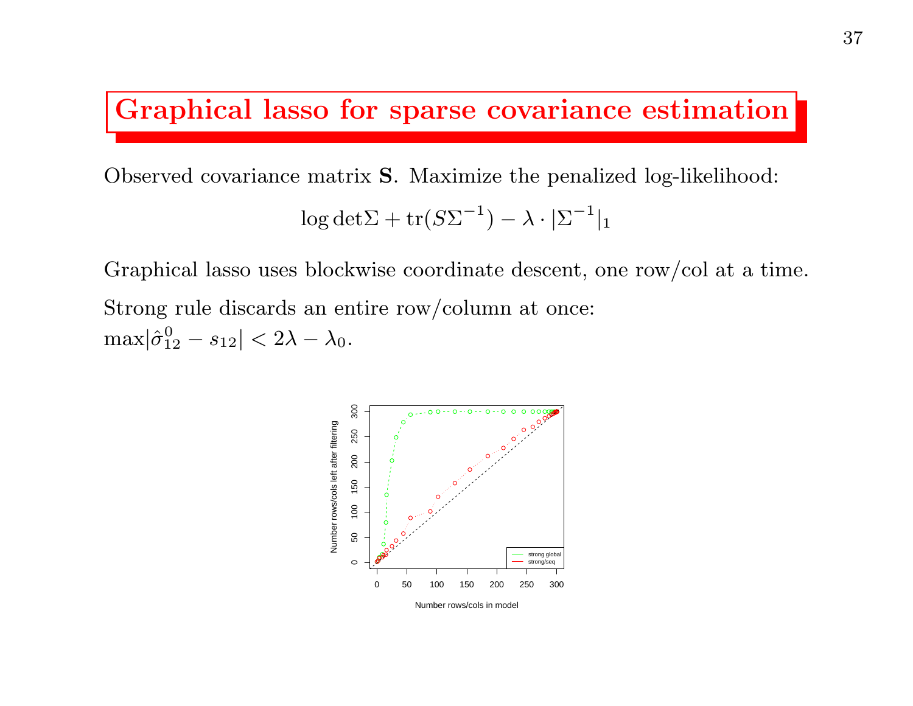# Graphical lasso for sparse covariance estimation

Observed covariance matrix **S**. Maximize the penalized log-likelihood:

$$\log \det \Sigma + \text{tr}(S\Sigma^{-1}) - \lambda \cdot |\Sigma^{-1}|_1$$

Graphical lasso uses blockwise coordinate descent, one row/col at a time.

Strong rule discards an entire row/column at once:
$\max |\hat{\sigma}_{12}^0 - s_{12}| < 2\lambda - \lambda_0$.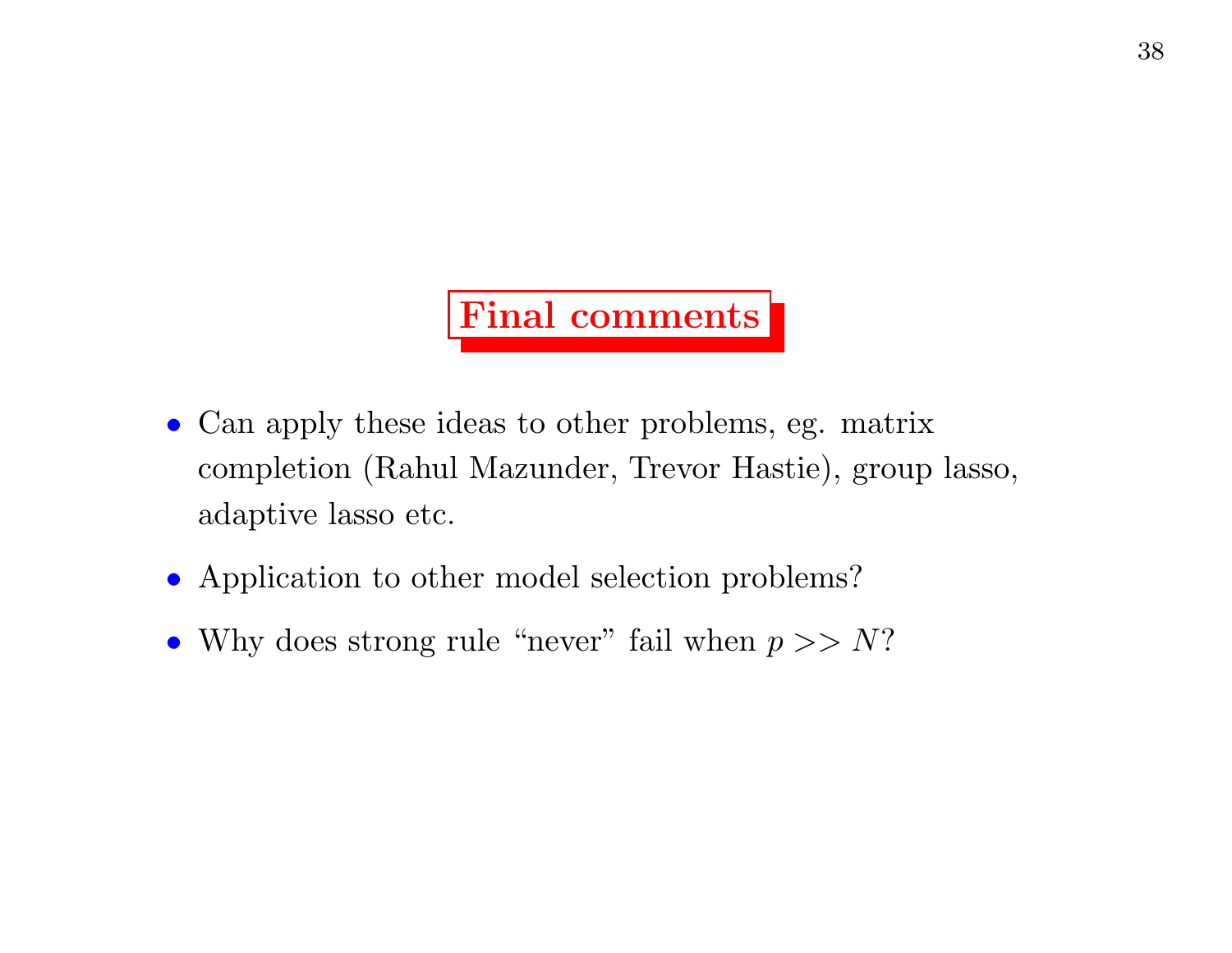# Final comments

- Can apply these ideas to other problems, eg. matrix completion (Rahul Mazunder, Trevor Hastie), group lasso, adaptive lasso etc.
- Application to other model selection problems?
- Why does strong rule "never" fail when $p >> N$?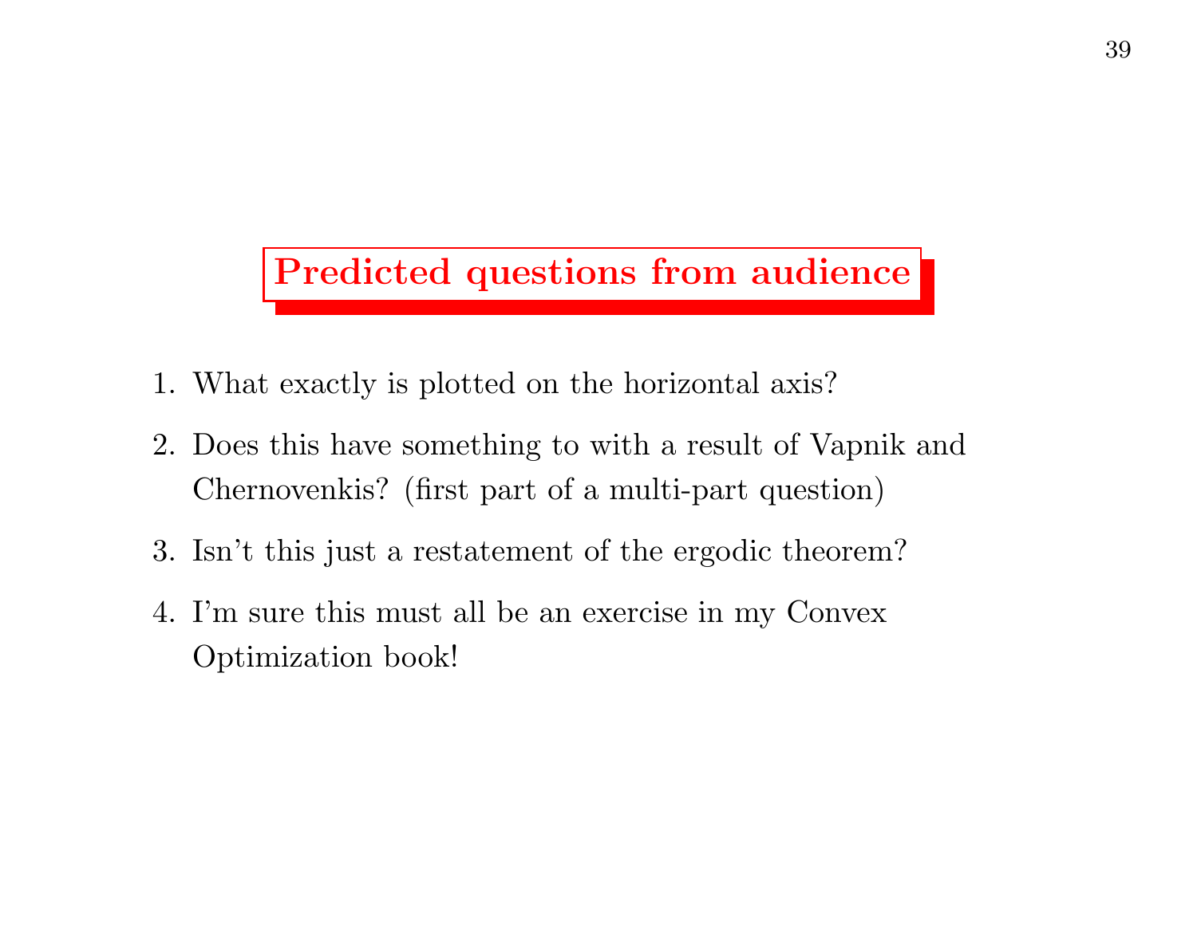## Predicted questions from audience

1. What exactly is plotted on the horizontal axis?
2. Does this have something to with a result of Vapnik and Chernovenkis? (first part of a multi-part question)
3. Isn't this just a restatement of the ergodic theorem?
4. I'm sure this must all be an exercise in my Convex Optimization book!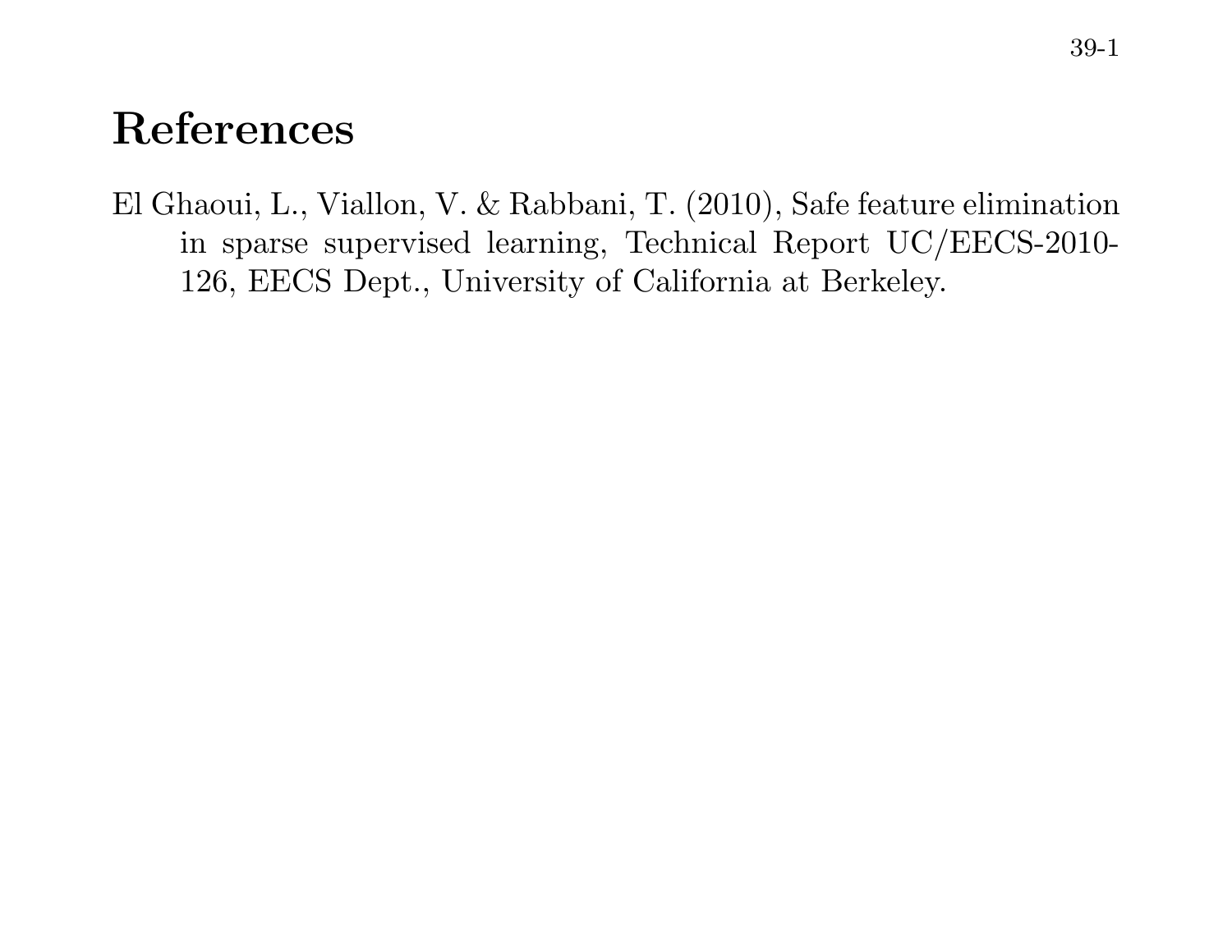# References

El Ghaoui, L., Viallon, V. & Rabbani, T. (2010), Safe feature elimination in sparse supervised learning, Technical Report UC/EECS-2010-126, EECS Dept., University of California at Berkeley.